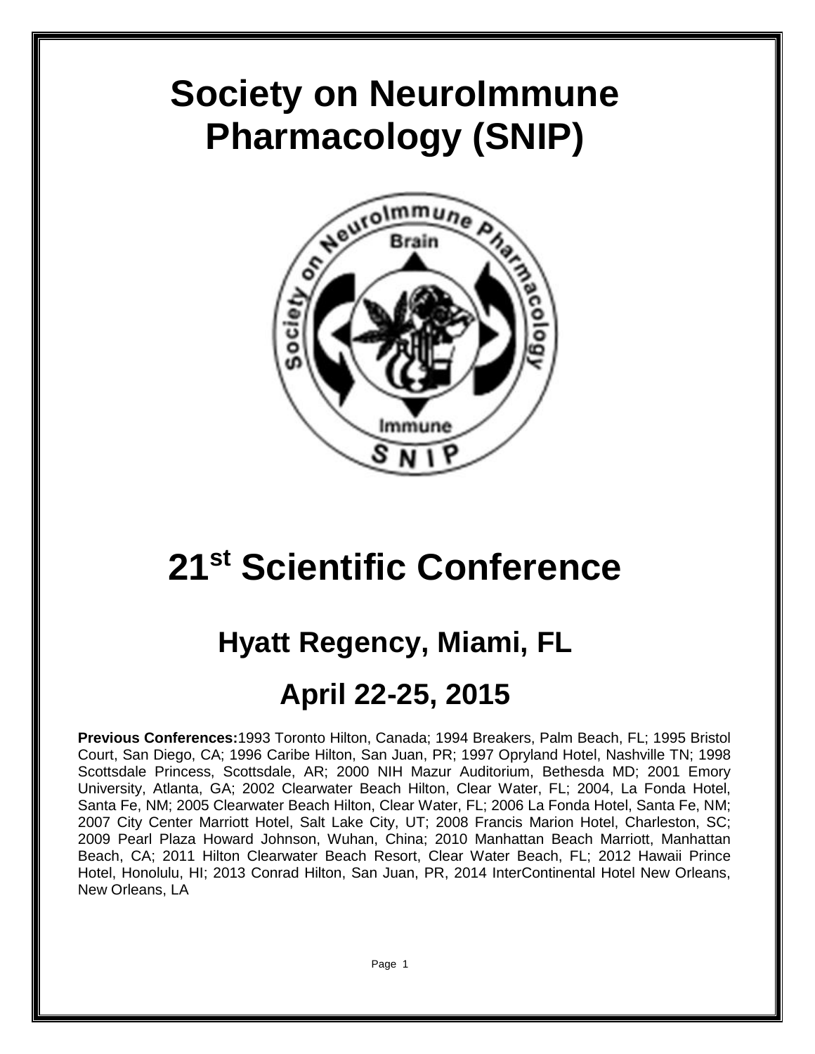# Society on NeuroImmune Pharmacology (SNIP)

# 21st Scientific Conference

## Hyatt Regency, Miami, FL

## April 22-25, 2015

**Previous Conferences:**1993 Toronto Hilton, Canada; 1994 Breakers, Palm Beach, FL; 1995 Bristol Court, San Diego, CA; 1996 Caribe Hilton, San Juan, PR; 1997 Opryland Hotel, Nashville TN; 1998 Scottsdale Princess, Scottsdale, AR; 2000 NIH Mazur Auditorium, Bethesda MD; 2001 Emory University, Atlanta, GA; 2002 Clearwater Beach Hilton, Clear Water, FL; 2004, La Fonda Hotel, Santa Fe, NM; 2005 Clearwater Beach Hilton, Clear Water, FL; 2006 La Fonda Hotel, Santa Fe, NM; 2007 City Center Marriott Hotel, Salt Lake City, UT; 2008 Francis Marion Hotel, Charleston, SC; 2009 Pearl Plaza Howard Johnson, Wuhan, China; 2010 Manhattan Beach Marriott, Manhattan Beach, CA; 2011 Hilton Clearwater Beach Resort, Clear Water Beach, FL; 2012 Hawaii Prince Hotel, Honolulu, HI; 2013 Conrad Hilton, San Juan, PR, 2014 InterContinental Hotel New Orleans, New Orleans, LA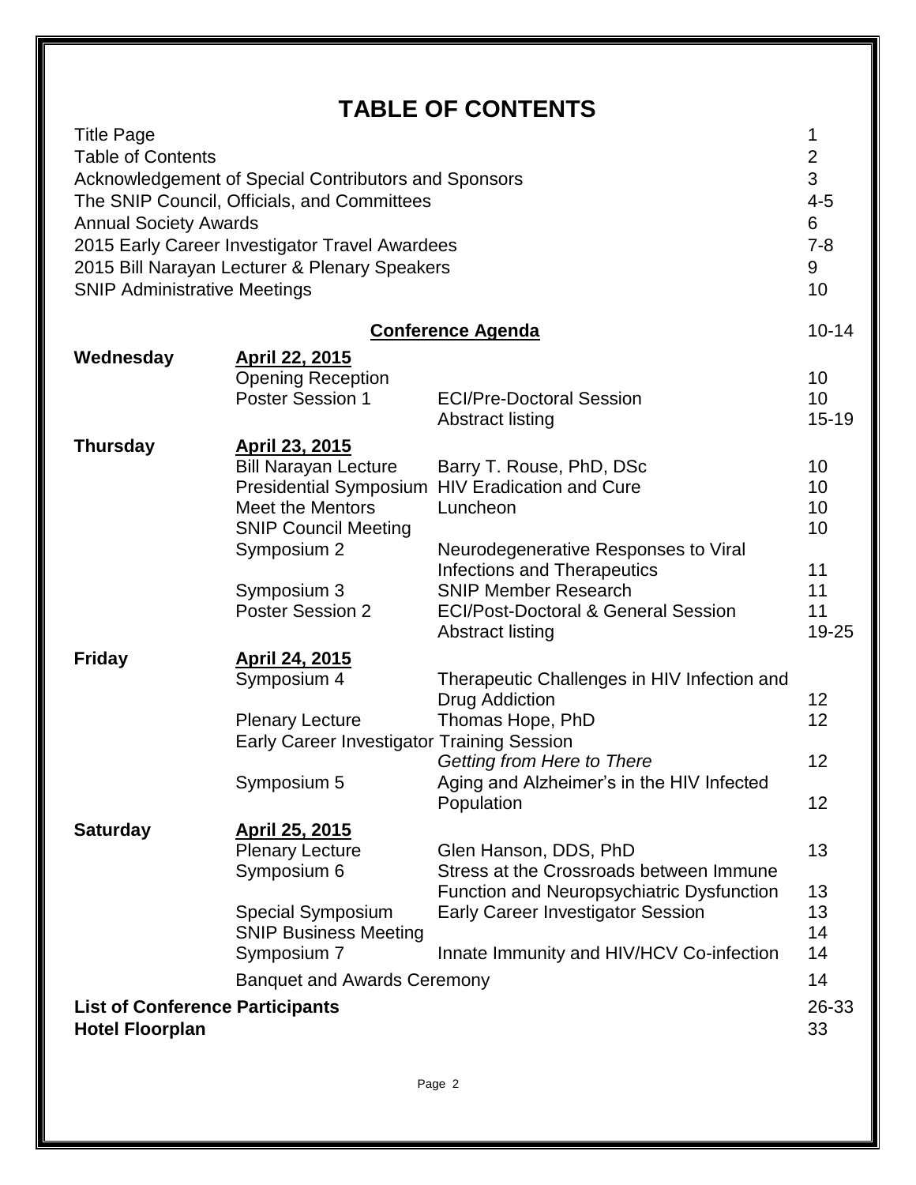# TABLE OF CONTENTS

| | | | |
|---|---|---|---|
| Title Page | | | 1 |
| Table of Contents | | | 2 |
| Acknowledgement of Special Contributors and Sponsors | | | 3 |
| The SNIP Council, Officials, and Committees | | | 4-5 |
| Annual Society Awards | | | 6 |
| 2015 Early Career Investigator Travel Awardees | | | 7-8 |
| 2015 Bill Narayan Lecturer & Plenary Speakers | | | 9 |
| SNIP Administrative Meetings | | | 10 |
| | | **Conference Agenda** | 10-14 |
| **Wednesday** | **April 22, 2015** | | |
| | Opening Reception | | 10 |
| | Poster Session 1 | ECI/Pre-Doctoral Session | 10 |
| | | Abstract listing | 15-19 |
| **Thursday** | **April 23, 2015** | | |
| | Bill Narayan Lecture | Barry T. Rouse, PhD, DSc | 10 |
| | Presidential Symposium | HIV Eradication and Cure | 10 |
| | Meet the Mentors | Luncheon | 10 |
| | SNIP Council Meeting | | 10 |
| | Symposium 2 | Neurodegenerative Responses to Viral Infections and Therapeutics | 11 |
| | Symposium 3 | SNIP Member Research | 11 |
| | Poster Session 2 | ECI/Post-Doctoral & General Session | 11 |
| | | Abstract listing | 19-25 |
| **Friday** | **April 24, 2015** | | |
| | Symposium 4 | Therapeutic Challenges in HIV Infection and Drug Addiction | 12 |
| | Plenary Lecture | Thomas Hope, PhD | 12 |
| | Early Career Investigator Training Session | *Getting from Here to There* | 12 |
| | Symposium 5 | Aging and Alzheimer's in the HIV Infected Population | 12 |
| **Saturday** | **April 25, 2015** | | |
| | Plenary Lecture | Glen Hanson, DDS, PhD | 13 |
| | Symposium 6 | Stress at the Crossroads between Immune Function and Neuropsychiatric Dysfunction | 13 |
| | Special Symposium | Early Career Investigator Session | 13 |
| | SNIP Business Meeting | | 14 |
| | Symposium 7 | Innate Immunity and HIV/HCV Co-infection | 14 |
| | Banquet and Awards Ceremony | | 14 |
| **List of Conference Participants** | | | 26-33 |
| **Hotel Floorplan** | | | 33 |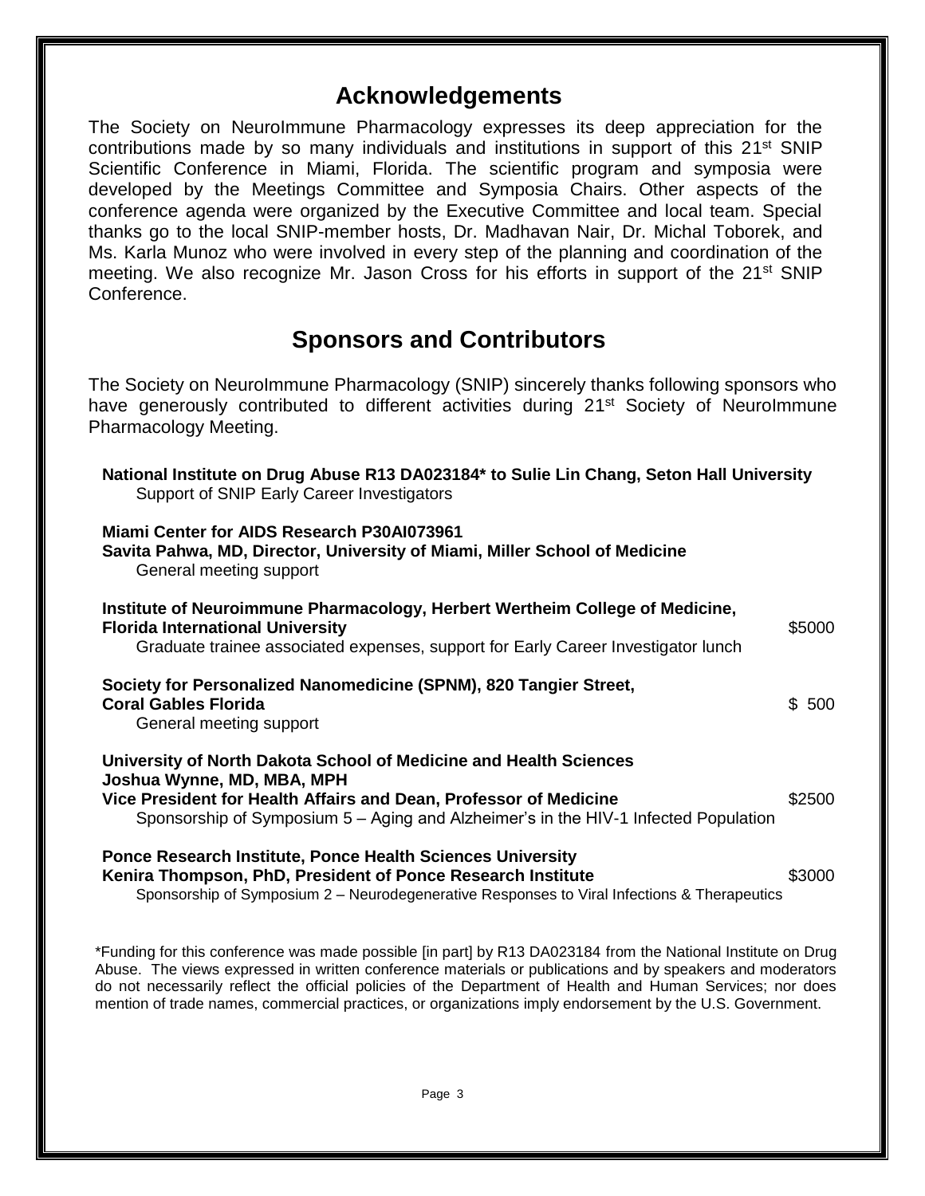## Acknowledgements

The Society on NeuroImmune Pharmacology expresses its deep appreciation for the contributions made by so many individuals and institutions in support of this 21st SNIP Scientific Conference in Miami, Florida. The scientific program and symposia were developed by the Meetings Committee and Symposia Chairs. Other aspects of the conference agenda were organized by the Executive Committee and local team. Special thanks go to the local SNIP-member hosts, Dr. Madhavan Nair, Dr. Michal Toborek, and Ms. Karla Munoz who were involved in every step of the planning and coordination of the meeting. We also recognize Mr. Jason Cross for his efforts in support of the 21st SNIP Conference.

## Sponsors and Contributors

The Society on NeuroImmune Pharmacology (SNIP) sincerely thanks following sponsors who have generously contributed to different activities during 21st Society of NeuroImmune Pharmacology Meeting.

**National Institute on Drug Abuse R13 DA023184* to Sulie Lin Chang, Seton Hall University**
Support of SNIP Early Career Investigators

**Miami Center for AIDS Research P30AI073961**
**Savita Pahwa, MD, Director, University of Miami, Miller School of Medicine**
General meeting support

**Institute of Neuroimmune Pharmacology, Herbert Wertheim College of Medicine, Florida International University** — $5000
Graduate trainee associated expenses, support for Early Career Investigator lunch

**Society for Personalized Nanomedicine (SPNM), 820 Tangier Street, Coral Gables Florida** — $ 500
General meeting support

**University of North Dakota School of Medicine and Health Sciences**
**Joshua Wynne, MD, MBA, MPH**
**Vice President for Health Affairs and Dean, Professor of Medicine** — $2500
Sponsorship of Symposium 5 – Aging and Alzheimer's in the HIV-1 Infected Population

**Ponce Research Institute, Ponce Health Sciences University**
**Kenira Thompson, PhD, President of Ponce Research Institute** — $3000
Sponsorship of Symposium 2 – Neurodegenerative Responses to Viral Infections & Therapeutics

*Funding for this conference was made possible [in part] by R13 DA023184 from the National Institute on Drug Abuse. The views expressed in written conference materials or publications and by speakers and moderators do not necessarily reflect the official policies of the Department of Health and Human Services; nor does mention of trade names, commercial practices, or organizations imply endorsement by the U.S. Government.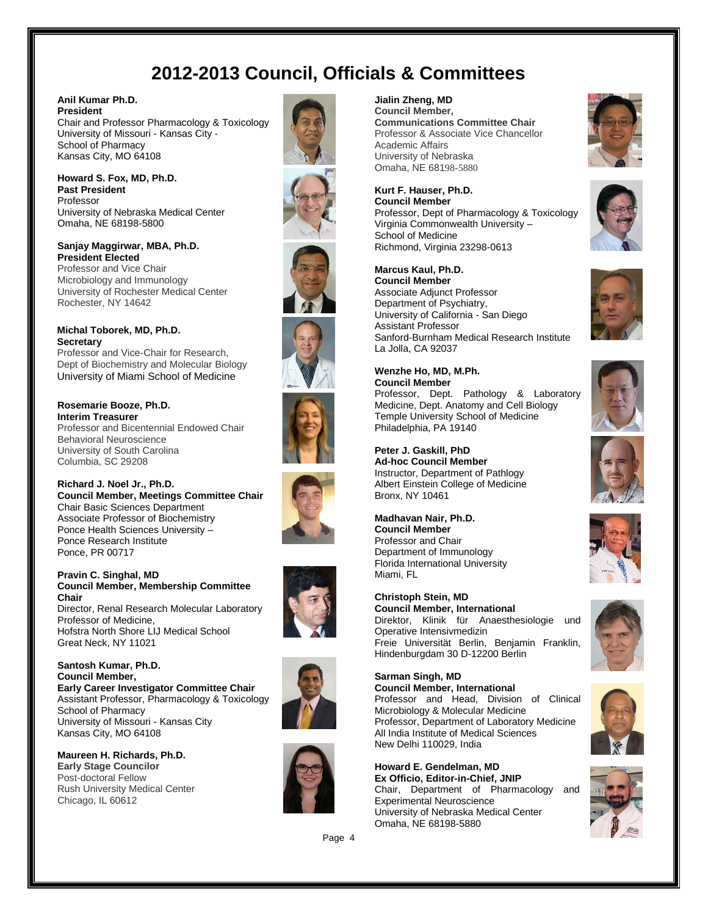# 2012-2013 Council, Officials & Committees

**Anil Kumar Ph.D.**
**President**
Chair and Professor Pharmacology & Toxicology
University of Missouri - Kansas City -
School of Pharmacy
Kansas City, MO 64108

**Howard S. Fox, MD, Ph.D.**
**Past President**
Professor
University of Nebraska Medical Center
Omaha, NE 68198-5800

**Sanjay Maggirwar, MBA, Ph.D.**
**President Elected**
Professor and Vice Chair
Microbiology and Immunology
University of Rochester Medical Center
Rochester, NY 14642

**Michal Toborek, MD, Ph.D.**
**Secretary**
Professor and Vice-Chair for Research,
Dept of Biochemistry and Molecular Biology
University of Miami School of Medicine

**Rosemarie Booze, Ph.D.**
**Interim Treasurer**
Professor and Bicentennial Endowed Chair
Behavioral Neuroscience
University of South Carolina
Columbia, SC 29208

**Richard J. Noel Jr., Ph.D.**
**Council Member, Meetings Committee Chair**
Chair Basic Sciences Department
Associate Professor of Biochemistry
Ponce Health Sciences University –
Ponce Research Institute
Ponce, PR 00717

**Pravin C. Singhal, MD**
**Council Member, Membership Committee Chair**
Director, Renal Research Molecular Laboratory
Professor of Medicine,
Hofstra North Shore LIJ Medical School
Great Neck, NY 11021

**Santosh Kumar, Ph.D.**
**Council Member,**
**Early Career Investigator Committee Chair**
Assistant Professor, Pharmacology & Toxicology
School of Pharmacy
University of Missouri - Kansas City
Kansas City, MO 64108

**Maureen H. Richards, Ph.D.**
**Early Stage Councilor**
Post-doctoral Fellow
Rush University Medical Center
Chicago, IL 60612

**Jialin Zheng, MD**
**Council Member,**
**Communications Committee Chair**
Professor & Associate Vice Chancellor
Academic Affairs
University of Nebraska
Omaha, NE 68198-5880

**Kurt F. Hauser, Ph.D.**
**Council Member**
Professor, Dept of Pharmacology & Toxicology
Virginia Commonwealth University –
School of Medicine
Richmond, Virginia 23298-0613

**Marcus Kaul, Ph.D.**
**Council Member**
Associate Adjunct Professor
Department of Psychiatry,
University of California - San Diego
Assistant Professor
Sanford-Burnham Medical Research Institute
La Jolla, CA 92037

**Wenzhe Ho, MD, M.Ph.**
**Council Member**
Professor, Dept. Pathology & Laboratory Medicine, Dept. Anatomy and Cell Biology
Temple University School of Medicine
Philadelphia, PA 19140

**Peter J. Gaskill, PhD**
**Ad-hoc Council Member**
Instructor, Department of Pathlogy
Albert Einstein College of Medicine
Bronx, NY 10461

**Madhavan Nair, Ph.D.**
**Council Member**
Professor and Chair
Department of Immunology
Florida International University
Miami, FL

**Christoph Stein, MD**
**Council Member, International**
Direktor, Klinik für Anaesthesiologie und Operative Intensivmedizin
Freie Universität Berlin, Benjamin Franklin, Hindenburgdam 30 D-12200 Berlin

**Sarman Singh, MD**
**Council Member, International**
Professor and Head, Division of Clinical Microbiology & Molecular Medicine
Professor, Department of Laboratory Medicine
All India Institute of Medical Sciences
New Delhi 110029, India

**Howard E. Gendelman, MD**
**Ex Officio, Editor-in-Chief, JNIP**
Chair, Department of Pharmacology and Experimental Neuroscience
University of Nebraska Medical Center
Omaha, NE 68198-5880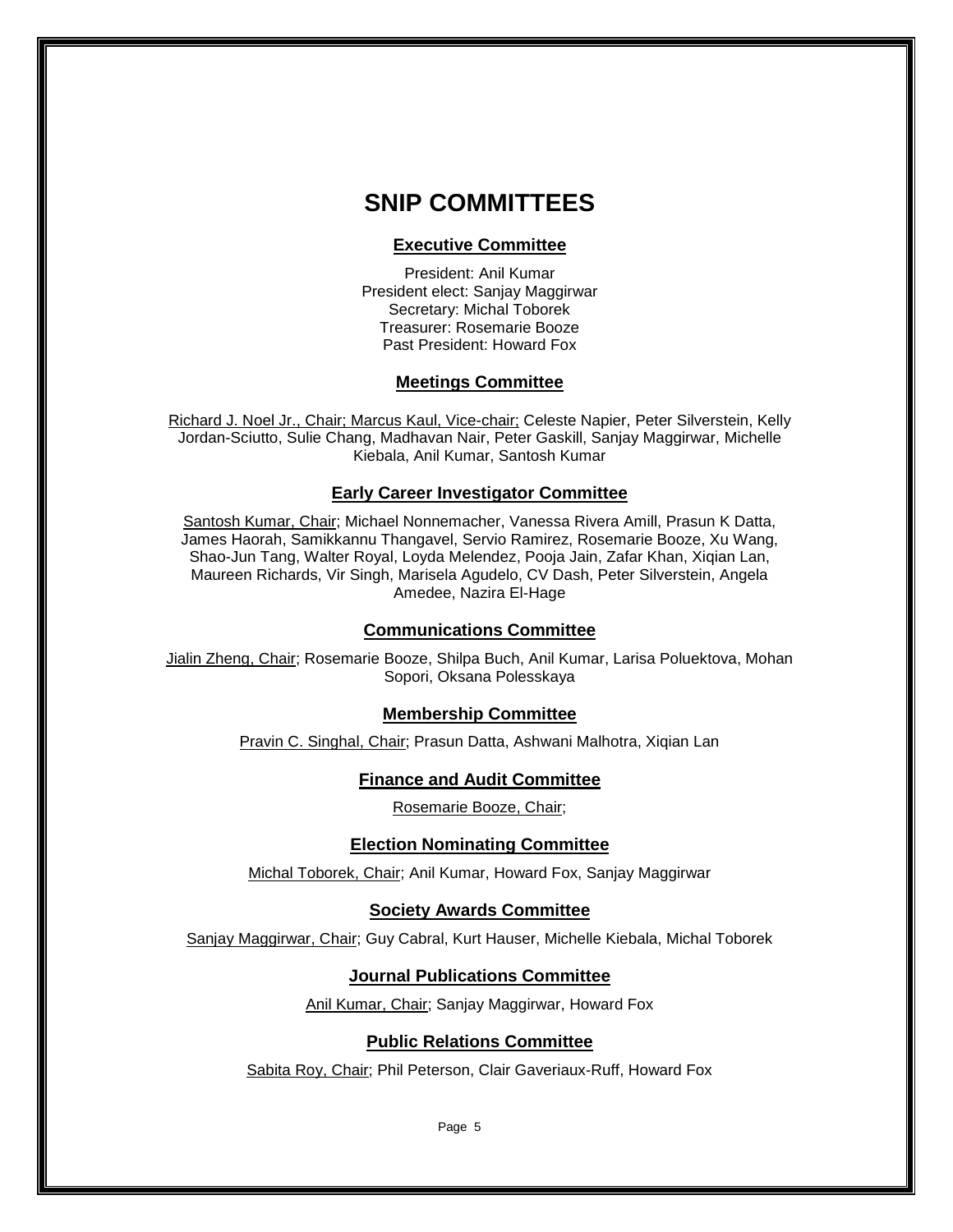# SNIP COMMITTEES

## Executive Committee

President: Anil Kumar
President elect: Sanjay Maggirwar
Secretary: Michal Toborek
Treasurer: Rosemarie Booze
Past President: Howard Fox

## Meetings Committee

Richard J. Noel Jr., Chair; Marcus Kaul, Vice-chair; Celeste Napier, Peter Silverstein, Kelly Jordan-Sciutto, Sulie Chang, Madhavan Nair, Peter Gaskill, Sanjay Maggirwar, Michelle Kiebala, Anil Kumar, Santosh Kumar

## Early Career Investigator Committee

Santosh Kumar, Chair; Michael Nonnemacher, Vanessa Rivera Amill, Prasun K Datta, James Haorah, Samikkannu Thangavel, Servio Ramirez, Rosemarie Booze, Xu Wang, Shao-Jun Tang, Walter Royal, Loyda Melendez, Pooja Jain, Zafar Khan, Xiqian Lan, Maureen Richards, Vir Singh, Marisela Agudelo, CV Dash, Peter Silverstein, Angela Amedee, Nazira El-Hage

## Communications Committee

Jialin Zheng, Chair; Rosemarie Booze, Shilpa Buch, Anil Kumar, Larisa Poluektova, Mohan Sopori, Oksana Polesskaya

## Membership Committee

Pravin C. Singhal, Chair; Prasun Datta, Ashwani Malhotra, Xiqian Lan

## Finance and Audit Committee

Rosemarie Booze, Chair;

## Election Nominating Committee

Michal Toborek, Chair; Anil Kumar, Howard Fox, Sanjay Maggirwar

## Society Awards Committee

Sanjay Maggirwar, Chair; Guy Cabral, Kurt Hauser, Michelle Kiebala, Michal Toborek

## Journal Publications Committee

Anil Kumar, Chair; Sanjay Maggirwar, Howard Fox

## Public Relations Committee

Sabita Roy, Chair; Phil Peterson, Clair Gaveriaux-Ruff, Howard Fox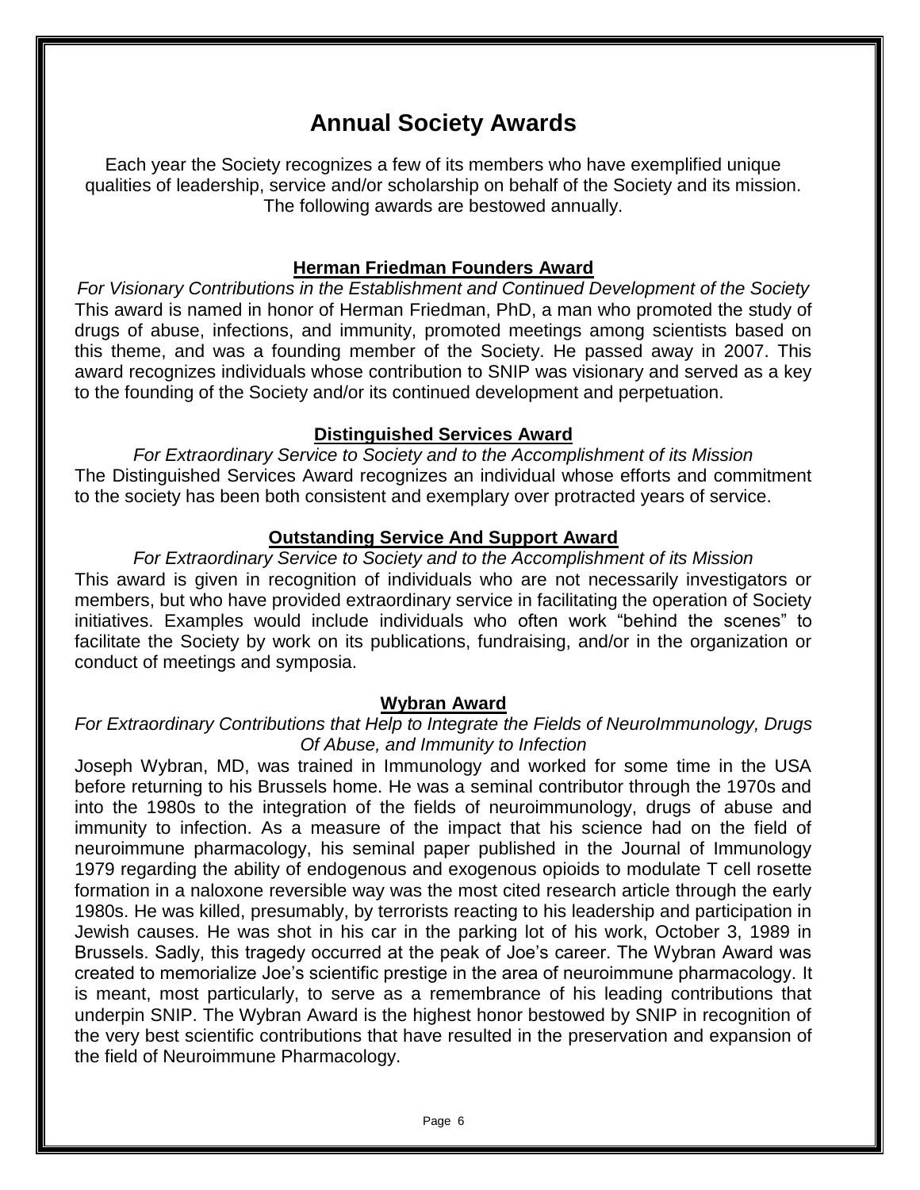# Annual Society Awards

Each year the Society recognizes a few of its members who have exemplified unique qualities of leadership, service and/or scholarship on behalf of the Society and its mission. The following awards are bestowed annually.

## Herman Friedman Founders Award

*For Visionary Contributions in the Establishment and Continued Development of the Society*

This award is named in honor of Herman Friedman, PhD, a man who promoted the study of drugs of abuse, infections, and immunity, promoted meetings among scientists based on this theme, and was a founding member of the Society. He passed away in 2007. This award recognizes individuals whose contribution to SNIP was visionary and served as a key to the founding of the Society and/or its continued development and perpetuation.

## Distinguished Services Award

*For Extraordinary Service to Society and to the Accomplishment of its Mission*

The Distinguished Services Award recognizes an individual whose efforts and commitment to the society has been both consistent and exemplary over protracted years of service.

## Outstanding Service And Support Award

*For Extraordinary Service to Society and to the Accomplishment of its Mission*

This award is given in recognition of individuals who are not necessarily investigators or members, but who have provided extraordinary service in facilitating the operation of Society initiatives. Examples would include individuals who often work "behind the scenes" to facilitate the Society by work on its publications, fundraising, and/or in the organization or conduct of meetings and symposia.

## Wybran Award

*For Extraordinary Contributions that Help to Integrate the Fields of NeuroImmunology, Drugs Of Abuse, and Immunity to Infection*

Joseph Wybran, MD, was trained in Immunology and worked for some time in the USA before returning to his Brussels home. He was a seminal contributor through the 1970s and into the 1980s to the integration of the fields of neuroimmunology, drugs of abuse and immunity to infection. As a measure of the impact that his science had on the field of neuroimmune pharmacology, his seminal paper published in the Journal of Immunology 1979 regarding the ability of endogenous and exogenous opioids to modulate T cell rosette formation in a naloxone reversible way was the most cited research article through the early 1980s. He was killed, presumably, by terrorists reacting to his leadership and participation in Jewish causes. He was shot in his car in the parking lot of his work, October 3, 1989 in Brussels. Sadly, this tragedy occurred at the peak of Joe's career. The Wybran Award was created to memorialize Joe's scientific prestige in the area of neuroimmune pharmacology. It is meant, most particularly, to serve as a remembrance of his leading contributions that underpin SNIP. The Wybran Award is the highest honor bestowed by SNIP in recognition of the very best scientific contributions that have resulted in the preservation and expansion of the field of Neuroimmune Pharmacology.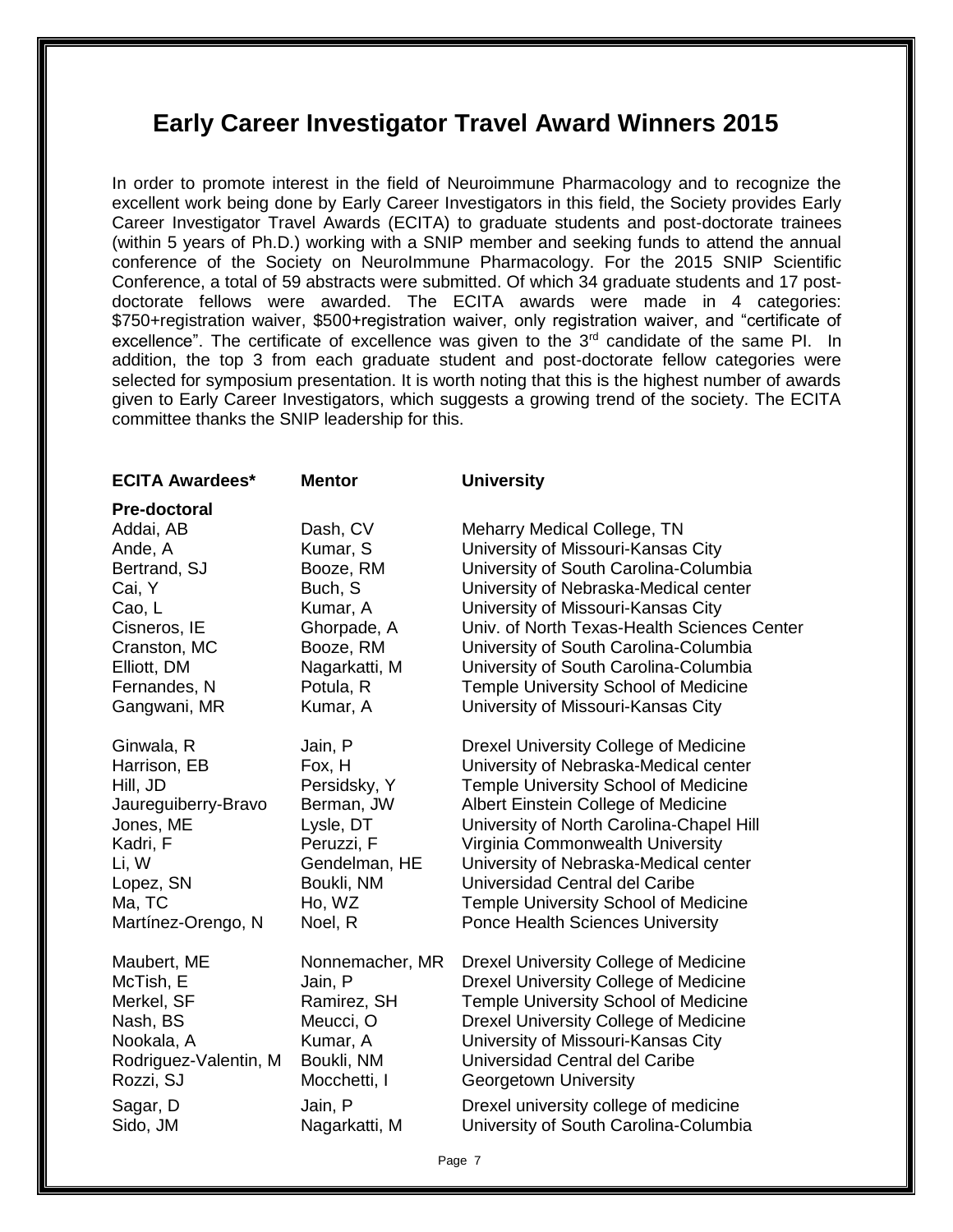# Early Career Investigator Travel Award Winners 2015

In order to promote interest in the field of Neuroimmune Pharmacology and to recognize the excellent work being done by Early Career Investigators in this field, the Society provides Early Career Investigator Travel Awards (ECITA) to graduate students and post-doctorate trainees (within 5 years of Ph.D.) working with a SNIP member and seeking funds to attend the annual conference of the Society on NeuroImmune Pharmacology. For the 2015 SNIP Scientific Conference, a total of 59 abstracts were submitted. Of which 34 graduate students and 17 post-doctorate fellows were awarded. The ECITA awards were made in 4 categories: \$750+registration waiver, \$500+registration waiver, only registration waiver, and "certificate of excellence". The certificate of excellence was given to the 3rd candidate of the same PI. In addition, the top 3 from each graduate student and post-doctorate fellow categories were selected for symposium presentation. It is worth noting that this is the highest number of awards given to Early Career Investigators, which suggests a growing trend of the society. The ECITA committee thanks the SNIP leadership for this.

| ECITA Awardees* | Mentor | University |
|---|---|---|
| **Pre-doctoral** | | |
| Addai, AB | Dash, CV | Meharry Medical College, TN |
| Ande, A | Kumar, S | University of Missouri-Kansas City |
| Bertrand, SJ | Booze, RM | University of South Carolina-Columbia |
| Cai, Y | Buch, S | University of Nebraska-Medical center |
| Cao, L | Kumar, A | University of Missouri-Kansas City |
| Cisneros, IE | Ghorpade, A | Univ. of North Texas-Health Sciences Center |
| Cranston, MC | Booze, RM | University of South Carolina-Columbia |
| Elliott, DM | Nagarkatti, M | University of South Carolina-Columbia |
| Fernandes, N | Potula, R | Temple University School of Medicine |
| Gangwani, MR | Kumar, A | University of Missouri-Kansas City |
| Ginwala, R | Jain, P | Drexel University College of Medicine |
| Harrison, EB | Fox, H | University of Nebraska-Medical center |
| Hill, JD | Persidsky, Y | Temple University School of Medicine |
| Jaureguiberry-Bravo | Berman, JW | Albert Einstein College of Medicine |
| Jones, ME | Lysle, DT | University of North Carolina-Chapel Hill |
| Kadri, F | Peruzzi, F | Virginia Commonwealth University |
| Li, W | Gendelman, HE | University of Nebraska-Medical center |
| Lopez, SN | Boukli, NM | Universidad Central del Caribe |
| Ma, TC | Ho, WZ | Temple University School of Medicine |
| Martínez-Orengo, N | Noel, R | Ponce Health Sciences University |
| Maubert, ME | Nonnemacher, MR | Drexel University College of Medicine |
| McTish, E | Jain, P | Drexel University College of Medicine |
| Merkel, SF | Ramirez, SH | Temple University School of Medicine |
| Nash, BS | Meucci, O | Drexel University College of Medicine |
| Nookala, A | Kumar, A | University of Missouri-Kansas City |
| Rodriguez-Valentin, M | Boukli, NM | Universidad Central del Caribe |
| Rozzi, SJ | Mocchetti, I | Georgetown University |
| Sagar, D | Jain, P | Drexel university college of medicine |
| Sido, JM | Nagarkatti, M | University of South Carolina-Columbia |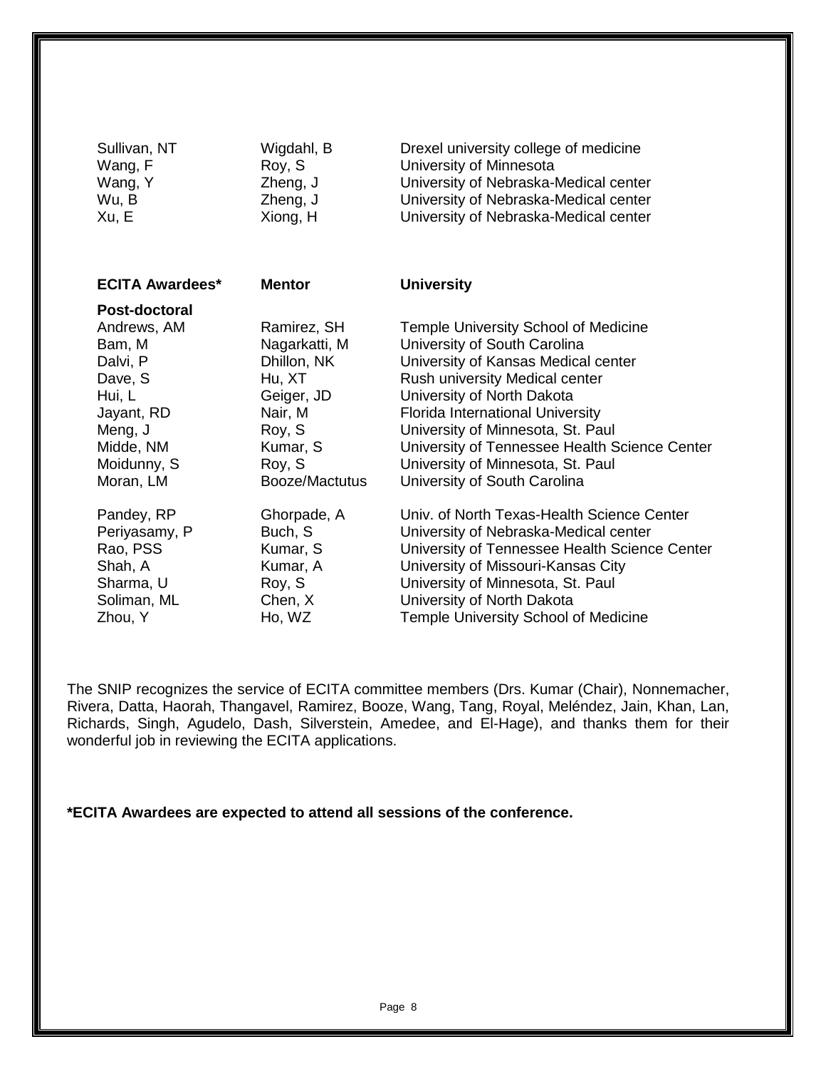| | | |
|---|---|---|
| Sullivan, NT | Wigdahl, B | Drexel university college of medicine |
| Wang, F | Roy, S | University of Minnesota |
| Wang, Y | Zheng, J | University of Nebraska-Medical center |
| Wu, B | Zheng, J | University of Nebraska-Medical center |
| Xu, E | Xiong, H | University of Nebraska-Medical center |

| **ECITA Awardees*** | **Mentor** | **University** |
|---|---|---|
| **Post-doctoral** | | |
| Andrews, AM | Ramirez, SH | Temple University School of Medicine |
| Bam, M | Nagarkatti, M | University of South Carolina |
| Dalvi, P | Dhillon, NK | University of Kansas Medical center |
| Dave, S | Hu, XT | Rush university Medical center |
| Hui, L | Geiger, JD | University of North Dakota |
| Jayant, RD | Nair, M | Florida International University |
| Meng, J | Roy, S | University of Minnesota, St. Paul |
| Midde, NM | Kumar, S | University of Tennessee Health Science Center |
| Moidunny, S | Roy, S | University of Minnesota, St. Paul |
| Moran, LM | Booze/Mactutus | University of South Carolina |
| Pandey, RP | Ghorpade, A | Univ. of North Texas-Health Science Center |
| Periyasamy, P | Buch, S | University of Nebraska-Medical center |
| Rao, PSS | Kumar, S | University of Tennessee Health Science Center |
| Shah, A | Kumar, A | University of Missouri-Kansas City |
| Sharma, U | Roy, S | University of Minnesota, St. Paul |
| Soliman, ML | Chen, X | University of North Dakota |
| Zhou, Y | Ho, WZ | Temple University School of Medicine |

The SNIP recognizes the service of ECITA committee members (Drs. Kumar (Chair), Nonnemacher, Rivera, Datta, Haorah, Thangavel, Ramirez, Booze, Wang, Tang, Royal, Meléndez, Jain, Khan, Lan, Richards, Singh, Agudelo, Dash, Silverstein, Amedee, and El-Hage), and thanks them for their wonderful job in reviewing the ECITA applications.

**\*ECITA Awardees are expected to attend all sessions of the conference.**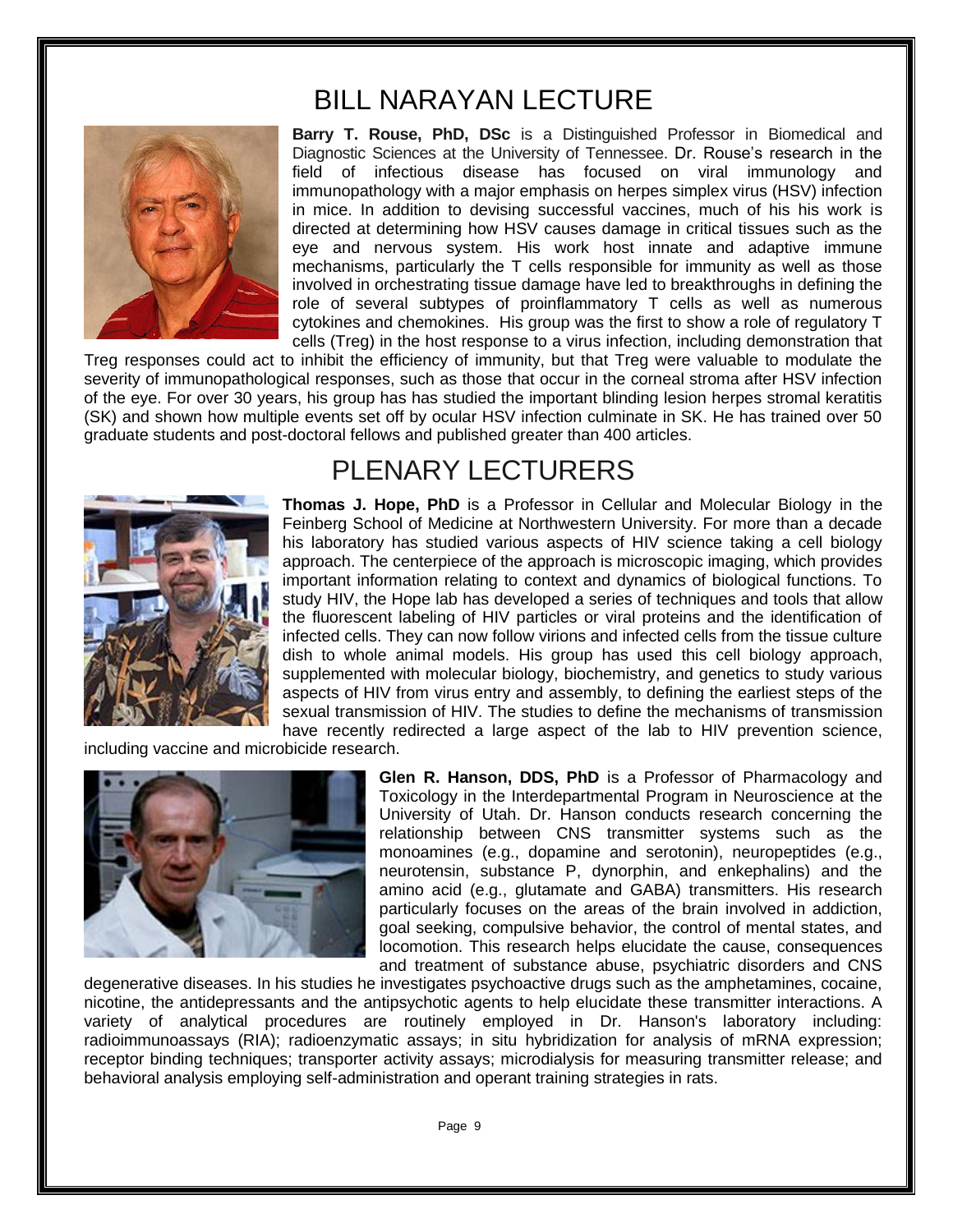# BILL NARAYAN LECTURE

**Barry T. Rouse, PhD, DSc** is a Distinguished Professor in Biomedical and Diagnostic Sciences at the University of Tennessee. Dr. Rouse's research in the field of infectious disease has focused on viral immunology and immunopathology with a major emphasis on herpes simplex virus (HSV) infection in mice. In addition to devising successful vaccines, much of his his work is directed at determining how HSV causes damage in critical tissues such as the eye and nervous system. His work host innate and adaptive immune mechanisms, particularly the T cells responsible for immunity as well as those involved in orchestrating tissue damage have led to breakthroughs in defining the role of several subtypes of proinflammatory T cells as well as numerous cytokines and chemokines. His group was the first to show a role of regulatory T cells (Treg) in the host response to a virus infection, including demonstration that Treg responses could act to inhibit the efficiency of immunity, but that Treg were valuable to modulate the severity of immunopathological responses, such as those that occur in the corneal stroma after HSV infection of the eye. For over 30 years, his group has has studied the important blinding lesion herpes stromal keratitis (SK) and shown how multiple events set off by ocular HSV infection culminate in SK. He has trained over 50 graduate students and post-doctoral fellows and published greater than 400 articles.

# PLENARY LECTURERS

**Thomas J. Hope, PhD** is a Professor in Cellular and Molecular Biology in the Feinberg School of Medicine at Northwestern University. For more than a decade his laboratory has studied various aspects of HIV science taking a cell biology approach. The centerpiece of the approach is microscopic imaging, which provides important information relating to context and dynamics of biological functions. To study HIV, the Hope lab has developed a series of techniques and tools that allow the fluorescent labeling of HIV particles or viral proteins and the identification of infected cells. They can now follow virions and infected cells from the tissue culture dish to whole animal models. His group has used this cell biology approach, supplemented with molecular biology, biochemistry, and genetics to study various aspects of HIV from virus entry and assembly, to defining the earliest steps of the sexual transmission of HIV. The studies to define the mechanisms of transmission have recently redirected a large aspect of the lab to HIV prevention science, including vaccine and microbicide research.

**Glen R. Hanson, DDS, PhD** is a Professor of Pharmacology and Toxicology in the Interdepartmental Program in Neuroscience at the University of Utah. Dr. Hanson conducts research concerning the relationship between CNS transmitter systems such as the monoamines (e.g., dopamine and serotonin), neuropeptides (e.g., neurotensin, substance P, dynorphin, and enkephalins) and the amino acid (e.g., glutamate and GABA) transmitters. His research particularly focuses on the areas of the brain involved in addiction, goal seeking, compulsive behavior, the control of mental states, and locomotion. This research helps elucidate the cause, consequences and treatment of substance abuse, psychiatric disorders and CNS degenerative diseases. In his studies he investigates psychoactive drugs such as the amphetamines, cocaine, nicotine, the antidepressants and the antipsychotic agents to help elucidate these transmitter interactions. A variety of analytical procedures are routinely employed in Dr. Hanson's laboratory including: radioimmunoassays (RIA); radioenzymatic assays; in situ hybridization for analysis of mRNA expression; receptor binding techniques; transporter activity assays; microdialysis for measuring transmitter release; and behavioral analysis employing self-administration and operant training strategies in rats.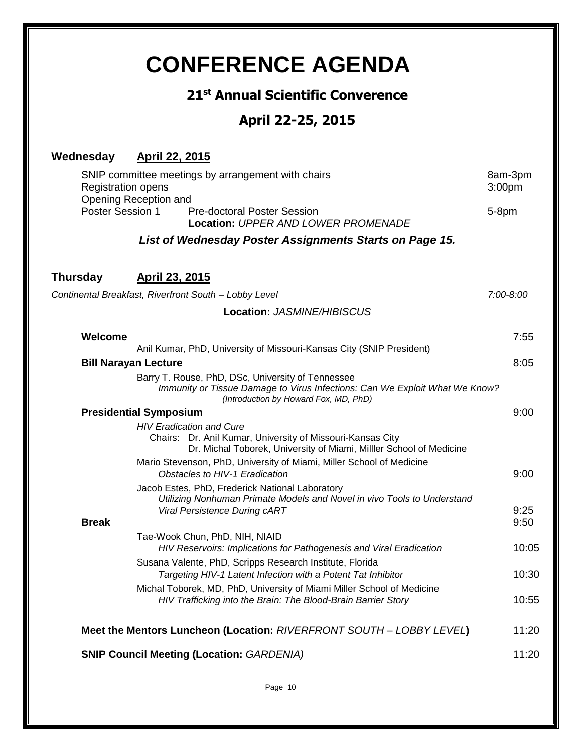# CONFERENCE AGENDA

## 21st Annual Scientific Converence

## April 22-25, 2015

### Wednesday April 22, 2015

SNIP committee meetings by arrangement with chairs — 8am-3pm

Registration opens — 3:00pm

Opening Reception and Poster Session 1 — Pre-doctoral Poster Session — 5-8pm
**Location:** *UPPER AND LOWER PROMENADE*

***List of Wednesday Poster Assignments Starts on Page 15.***

### Thursday April 23, 2015

*Continental Breakfast, Riverfront South – Lobby Level* — *7:00-8:00*

**Location:** *JASMINE/HIBISCUS*

**Welcome** — 7:55
Anil Kumar, PhD, University of Missouri-Kansas City (SNIP President)

**Bill Narayan Lecture** — 8:05
Barry T. Rouse, PhD, DSc, University of Tennessee
*Immunity or Tissue Damage to Virus Infections: Can We Exploit What We Know?*
*(Introduction by Howard Fox, MD, PhD)*

**Presidential Symposium** — 9:00
*HIV Eradication and Cure*
Chairs: Dr. Anil Kumar, University of Missouri-Kansas City
Dr. Michal Toborek, University of Miami, Milller School of Medicine

Mario Stevenson, PhD, University of Miami, Miller School of Medicine
*Obstacles to HIV-1 Eradication* — 9:00

Jacob Estes, PhD, Frederick National Laboratory
*Utilizing Nonhuman Primate Models and Novel in vivo Tools to Understand Viral Persistence During cART* — 9:25

**Break** — 9:50

Tae-Wook Chun, PhD, NIH, NIAID
*HIV Reservoirs: Implications for Pathogenesis and Viral Eradication* — 10:05

Susana Valente, PhD, Scripps Research Institute, Florida
*Targeting HIV-1 Latent Infection with a Potent Tat Inhibitor* — 10:30

Michal Toborek, MD, PhD, University of Miami Miller School of Medicine
*HIV Trafficking into the Brain: The Blood-Brain Barrier Story* — 10:55

**Meet the Mentors Luncheon (Location:** *RIVERFRONT SOUTH – LOBBY LEVEL***)** — 11:20

**SNIP Council Meeting (Location:** *GARDENIA)* — 11:20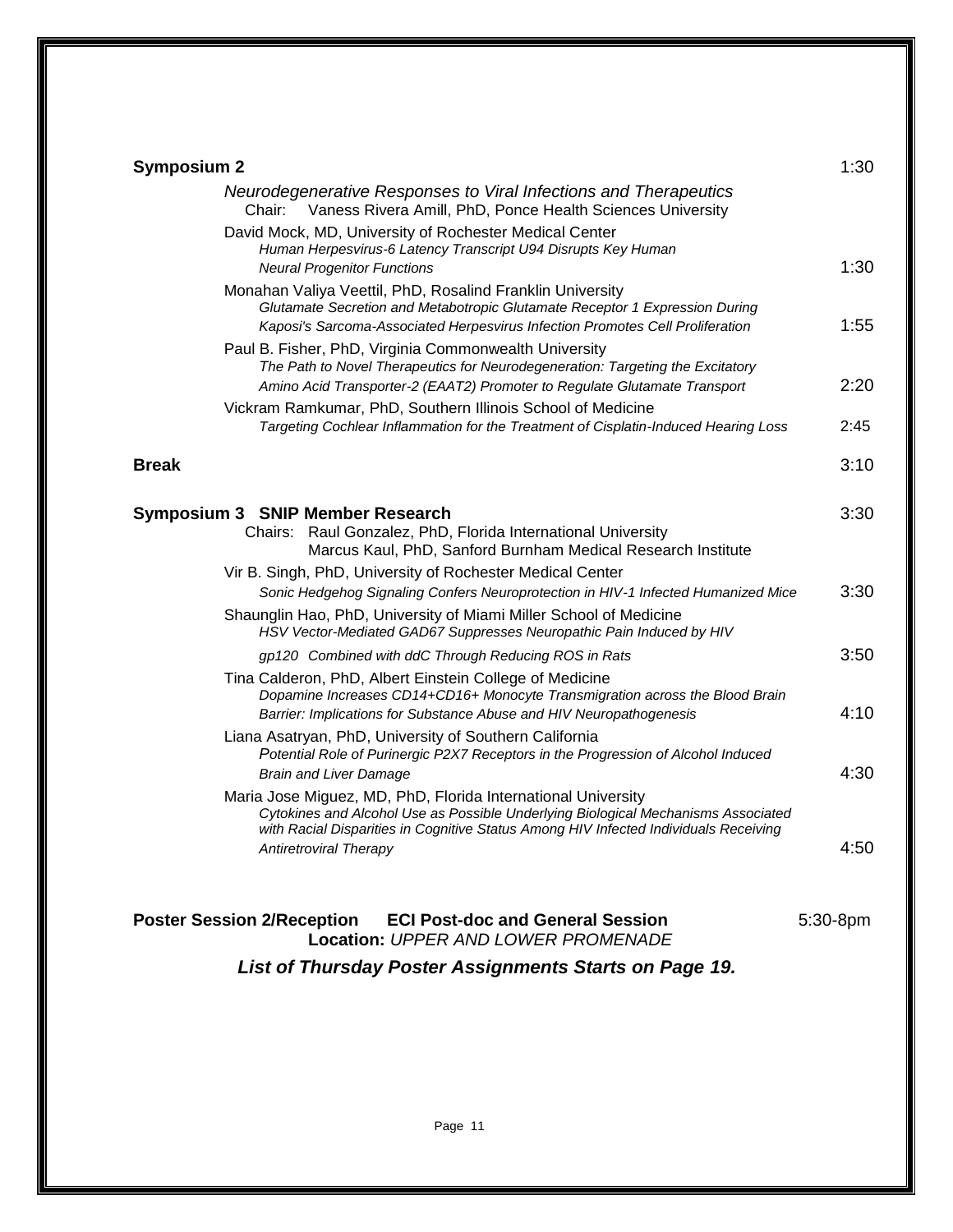**Symposium 2** 1:30

*Neurodegenerative Responses to Viral Infections and Therapeutics*
Chair: Vaness Rivera Amill, PhD, Ponce Health Sciences University

David Mock, MD, University of Rochester Medical Center
*Human Herpesvirus-6 Latency Transcript U94 Disrupts Key Human Neural Progenitor Functions* 1:30

Monahan Valiya Veettil, PhD, Rosalind Franklin University
*Glutamate Secretion and Metabotropic Glutamate Receptor 1 Expression During Kaposi's Sarcoma-Associated Herpesvirus Infection Promotes Cell Proliferation* 1:55

Paul B. Fisher, PhD, Virginia Commonwealth University
*The Path to Novel Therapeutics for Neurodegeneration: Targeting the Excitatory Amino Acid Transporter-2 (EAAT2) Promoter to Regulate Glutamate Transport* 2:20

Vickram Ramkumar, PhD, Southern Illinois School of Medicine
*Targeting Cochlear Inflammation for the Treatment of Cisplatin-Induced Hearing Loss* 2:45

**Break** 3:10

**Symposium 3 SNIP Member Research** 3:30

Chairs: Raul Gonzalez, PhD, Florida International University
Marcus Kaul, PhD, Sanford Burnham Medical Research Institute

Vir B. Singh, PhD, University of Rochester Medical Center
*Sonic Hedgehog Signaling Confers Neuroprotection in HIV-1 Infected Humanized Mice* 3:30

Shaunglin Hao, PhD, University of Miami Miller School of Medicine
*HSV Vector-Mediated GAD67 Suppresses Neuropathic Pain Induced by HIV gp120 Combined with ddC Through Reducing ROS in Rats* 3:50

Tina Calderon, PhD, Albert Einstein College of Medicine
*Dopamine Increases CD14+CD16+ Monocyte Transmigration across the Blood Brain Barrier: Implications for Substance Abuse and HIV Neuropathogenesis* 4:10

Liana Asatryan, PhD, University of Southern California
*Potential Role of Purinergic P2X7 Receptors in the Progression of Alcohol Induced Brain and Liver Damage* 4:30

Maria Jose Miguez, MD, PhD, Florida International University
*Cytokines and Alcohol Use as Possible Underlying Biological Mechanisms Associated with Racial Disparities in Cognitive Status Among HIV Infected Individuals Receiving Antiretroviral Therapy* 4:50

**Poster Session 2/Reception ECI Post-doc and General Session** 5:30-8pm
**Location:** *UPPER AND LOWER PROMENADE*

***List of Thursday Poster Assignments Starts on Page 19.***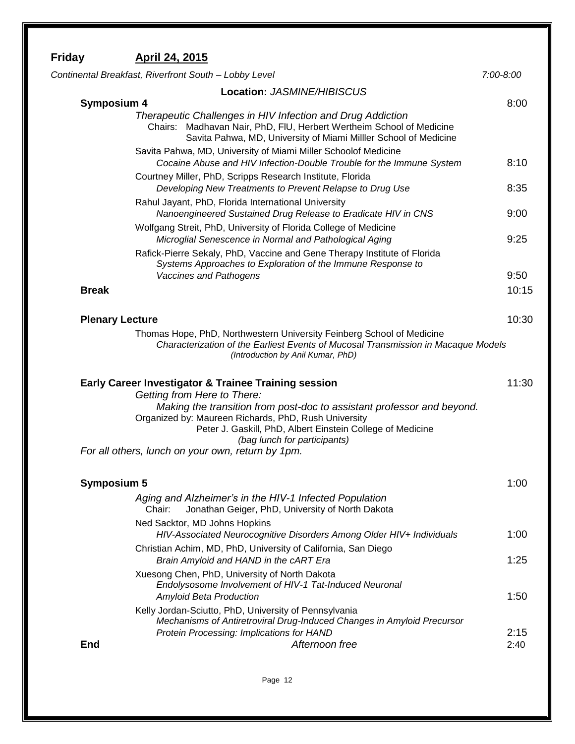## Friday **April 24, 2015**

*Continental Breakfast, Riverfront South – Lobby Level* *7:00-8:00*

**Location:** *JASMINE/HIBISCUS*

### Symposium 4 — 8:00

*Therapeutic Challenges in HIV Infection and Drug Addiction*

Chairs: Madhavan Nair, PhD, FlU, Herbert Wertheim School of Medicine
Savita Pahwa, MD, University of Miami Milller School of Medicine

Savita Pahwa, MD, University of Miami Miller Schoolof Medicine
*Cocaine Abuse and HIV Infection-Double Trouble for the Immune System* — 8:10

Courtney Miller, PhD, Scripps Research Institute, Florida
*Developing New Treatments to Prevent Relapse to Drug Use* — 8:35

Rahul Jayant, PhD, Florida International University
*Nanoengineered Sustained Drug Release to Eradicate HIV in CNS* — 9:00

Wolfgang Streit, PhD, University of Florida College of Medicine
*Microglial Senescence in Normal and Pathological Aging* — 9:25

Rafick-Pierre Sekaly, PhD, Vaccine and Gene Therapy Institute of Florida
*Systems Approaches to Exploration of the Immune Response to Vaccines and Pathogens* — 9:50

**Break** — 10:15

### Plenary Lecture — 10:30

Thomas Hope, PhD, Northwestern University Feinberg School of Medicine
*Characterization of the Earliest Events of Mucosal Transmission in Macaque Models*
*(Introduction by Anil Kumar, PhD)*

### Early Career Investigator & Trainee Training session — 11:30

*Getting from Here to There:*
*Making the transition from post-doc to assistant professor and beyond.*

Organized by: Maureen Richards, PhD, Rush University
Peter J. Gaskill, PhD, Albert Einstein College of Medicine
*(bag lunch for participants)*

*For all others, lunch on your own, return by 1pm.*

### Symposium 5 — 1:00

*Aging and Alzheimer's in the HIV-1 Infected Population*

Chair: Jonathan Geiger, PhD, University of North Dakota

Ned Sacktor, MD Johns Hopkins
*HIV-Associated Neurocognitive Disorders Among Older HIV+ Individuals* — 1:00

Christian Achim, MD, PhD, University of California, San Diego
*Brain Amyloid and HAND in the cART Era* — 1:25

Xuesong Chen, PhD, University of North Dakota
*Endolysosome Involvement of HIV-1 Tat-Induced Neuronal Amyloid Beta Production* — 1:50

Kelly Jordan-Sciutto, PhD, University of Pennsylvania
*Mechanisms of Antiretroviral Drug-Induced Changes in Amyloid Precursor Protein Processing: Implications for HAND* — 2:15

**End** — *Afternoon free* — 2:40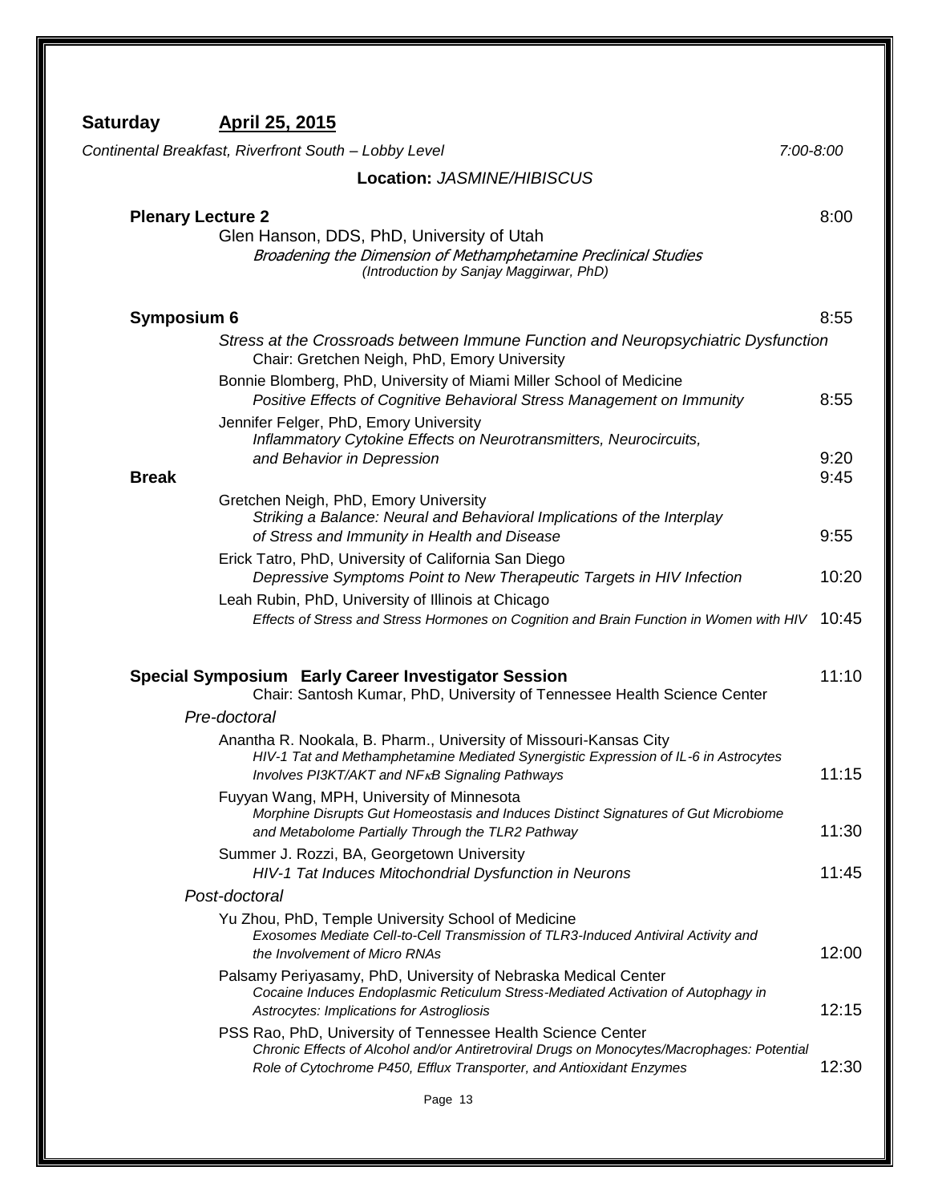## Saturday April 25, 2015

*Continental Breakfast, Riverfront South – Lobby Level* 7:00-8:00

**Location:** *JASMINE/HIBISCUS*

**Plenary Lecture 2** 8:00

Glen Hanson, DDS, PhD, University of Utah
*Broadening the Dimension of Methamphetamine Preclinical Studies*
*(Introduction by Sanjay Maggirwar, PhD)*

**Symposium 6** 8:55

*Stress at the Crossroads between Immune Function and Neuropsychiatric Dysfunction*
Chair: Gretchen Neigh, PhD, Emory University

Bonnie Blomberg, PhD, University of Miami Miller School of Medicine
*Positive Effects of Cognitive Behavioral Stress Management on Immunity* 8:55

Jennifer Felger, PhD, Emory University
*Inflammatory Cytokine Effects on Neurotransmitters, Neurocircuits, and Behavior in Depression* 9:20

**Break** 9:45

Gretchen Neigh, PhD, Emory University
*Striking a Balance: Neural and Behavioral Implications of the Interplay of Stress and Immunity in Health and Disease* 9:55

Erick Tatro, PhD, University of California San Diego
*Depressive Symptoms Point to New Therapeutic Targets in HIV Infection* 10:20

Leah Rubin, PhD, University of Illinois at Chicago
*Effects of Stress and Stress Hormones on Cognition and Brain Function in Women with HIV* 10:45

**Special Symposium Early Career Investigator Session** 11:10

Chair: Santosh Kumar, PhD, University of Tennessee Health Science Center

*Pre-doctoral*

Anantha R. Nookala, B. Pharm., University of Missouri-Kansas City
*HIV-1 Tat and Methamphetamine Mediated Synergistic Expression of IL-6 in Astrocytes Involves PI3KT/AKT and NFκB Signaling Pathways* 11:15

Fuyyan Wang, MPH, University of Minnesota
*Morphine Disrupts Gut Homeostasis and Induces Distinct Signatures of Gut Microbiome and Metabolome Partially Through the TLR2 Pathway* 11:30

Summer J. Rozzi, BA, Georgetown University
*HIV-1 Tat Induces Mitochondrial Dysfunction in Neurons* 11:45

*Post-doctoral*

Yu Zhou, PhD, Temple University School of Medicine
*Exosomes Mediate Cell-to-Cell Transmission of TLR3-Induced Antiviral Activity and the Involvement of Micro RNAs* 12:00

Palsamy Periyasamy, PhD, University of Nebraska Medical Center
*Cocaine Induces Endoplasmic Reticulum Stress-Mediated Activation of Autophagy in Astrocytes: Implications for Astrogliosis* 12:15

PSS Rao, PhD, University of Tennessee Health Science Center
*Chronic Effects of Alcohol and/or Antiretroviral Drugs on Monocytes/Macrophages: Potential Role of Cytochrome P450, Efflux Transporter, and Antioxidant Enzymes* 12:30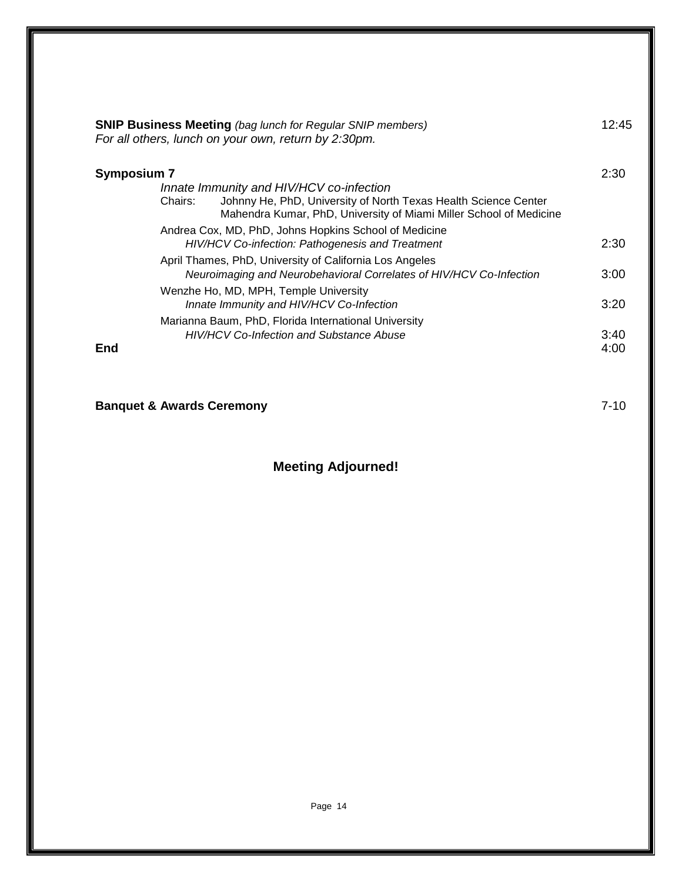**SNIP Business Meeting** *(bag lunch for Regular SNIP members)* 12:45
*For all others, lunch on your own, return by 2:30pm.*

**Symposium 7** 2:30

*Innate Immunity and HIV/HCV co-infection*

Chairs: Johnny He, PhD, University of North Texas Health Science Center
Mahendra Kumar, PhD, University of Miami Miller School of Medicine

Andrea Cox, MD, PhD, Johns Hopkins School of Medicine
*HIV/HCV Co-infection: Pathogenesis and Treatment* 2:30

April Thames, PhD, University of California Los Angeles
*Neuroimaging and Neurobehavioral Correlates of HIV/HCV Co-Infection* 3:00

Wenzhe Ho, MD, MPH, Temple University
*Innate Immunity and HIV/HCV Co-Infection* 3:20

Marianna Baum, PhD, Florida International University
*HIV/HCV Co-Infection and Substance Abuse* 3:40

**End** 4:00

**Banquet & Awards Ceremony** 7-10

**Meeting Adjourned!**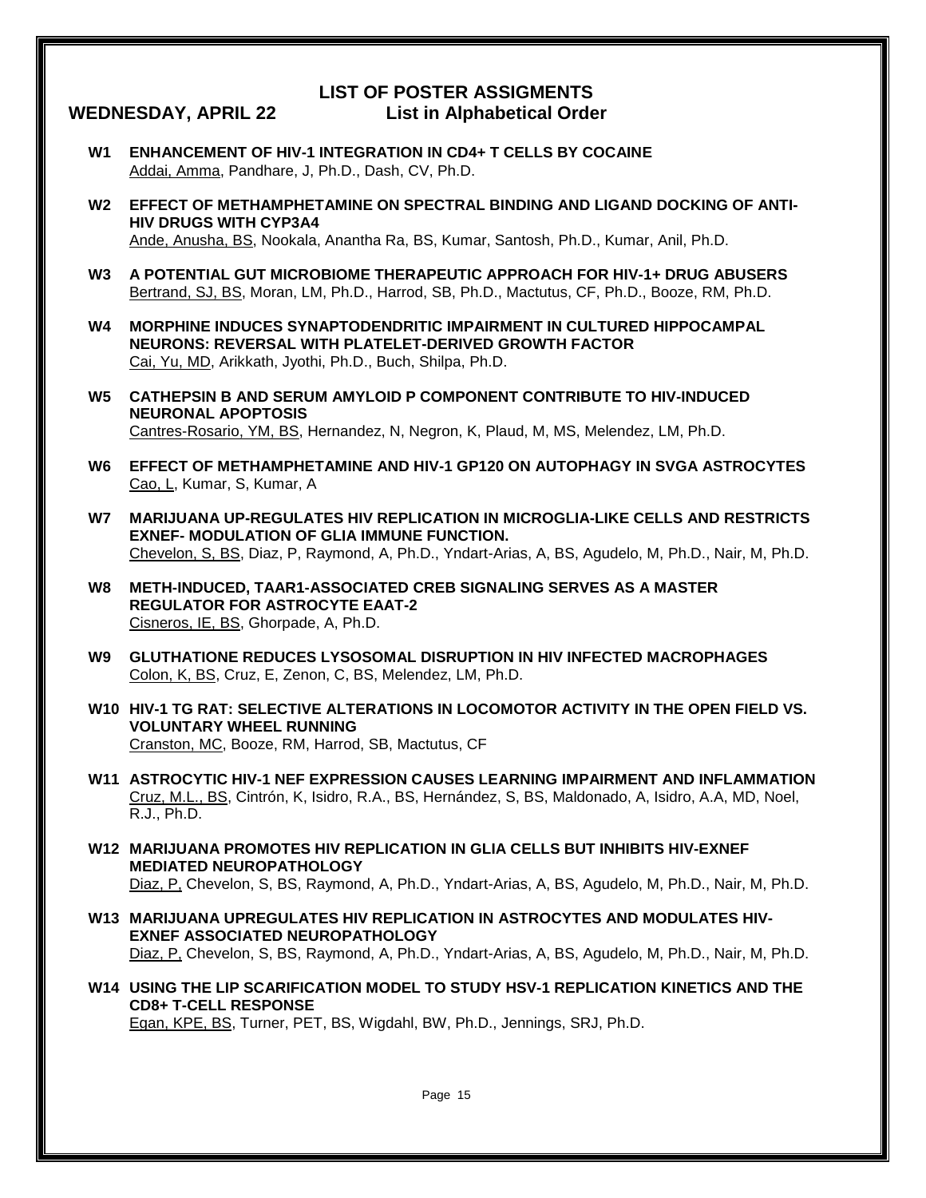# LIST OF POSTER ASSIGMENTS

## WEDNESDAY, APRIL 22 — List in Alphabetical Order

**W1 ENHANCEMENT OF HIV-1 INTEGRATION IN CD4+ T CELLS BY COCAINE**
Addai, Amma, Pandhare, J, Ph.D., Dash, CV, Ph.D.

**W2 EFFECT OF METHAMPHETAMINE ON SPECTRAL BINDING AND LIGAND DOCKING OF ANTI-HIV DRUGS WITH CYP3A4**
Ande, Anusha, BS, Nookala, Anantha Ra, BS, Kumar, Santosh, Ph.D., Kumar, Anil, Ph.D.

**W3 A POTENTIAL GUT MICROBIOME THERAPEUTIC APPROACH FOR HIV-1+ DRUG ABUSERS**
Bertrand, SJ, BS, Moran, LM, Ph.D., Harrod, SB, Ph.D., Mactutus, CF, Ph.D., Booze, RM, Ph.D.

**W4 MORPHINE INDUCES SYNAPTODENDRITIC IMPAIRMENT IN CULTURED HIPPOCAMPAL NEURONS: REVERSAL WITH PLATELET-DERIVED GROWTH FACTOR**
Cai, Yu, MD, Arikkath, Jyothi, Ph.D., Buch, Shilpa, Ph.D.

**W5 CATHEPSIN B AND SERUM AMYLOID P COMPONENT CONTRIBUTE TO HIV-INDUCED NEURONAL APOPTOSIS**
Cantres-Rosario, YM, BS, Hernandez, N, Negron, K, Plaud, M, MS, Melendez, LM, Ph.D.

**W6 EFFECT OF METHAMPHETAMINE AND HIV-1 GP120 ON AUTOPHAGY IN SVGA ASTROCYTES**
Cao, L, Kumar, S, Kumar, A

**W7 MARIJUANA UP-REGULATES HIV REPLICATION IN MICROGLIA-LIKE CELLS AND RESTRICTS EXNEF- MODULATION OF GLIA IMMUNE FUNCTION.**
Chevelon, S, BS, Diaz, P, Raymond, A, Ph.D., Yndart-Arias, A, BS, Agudelo, M, Ph.D., Nair, M, Ph.D.

**W8 METH-INDUCED, TAAR1-ASSOCIATED CREB SIGNALING SERVES AS A MASTER REGULATOR FOR ASTROCYTE EAAT-2**
Cisneros, IE, BS, Ghorpade, A, Ph.D.

**W9 GLUTHATIONE REDUCES LYSOSOMAL DISRUPTION IN HIV INFECTED MACROPHAGES**
Colon, K, BS, Cruz, E, Zenon, C, BS, Melendez, LM, Ph.D.

**W10 HIV-1 TG RAT: SELECTIVE ALTERATIONS IN LOCOMOTOR ACTIVITY IN THE OPEN FIELD VS. VOLUNTARY WHEEL RUNNING**
Cranston, MC, Booze, RM, Harrod, SB, Mactutus, CF

**W11 ASTROCYTIC HIV-1 NEF EXPRESSION CAUSES LEARNING IMPAIRMENT AND INFLAMMATION**
Cruz, M.L., BS, Cintrón, K, Isidro, R.A., BS, Hernández, S, BS, Maldonado, A, Isidro, A.A, MD, Noel, R.J., Ph.D.

**W12 MARIJUANA PROMOTES HIV REPLICATION IN GLIA CELLS BUT INHIBITS HIV-EXNEF MEDIATED NEUROPATHOLOGY**
Diaz, P, Chevelon, S, BS, Raymond, A, Ph.D., Yndart-Arias, A, BS, Agudelo, M, Ph.D., Nair, M, Ph.D.

**W13 MARIJUANA UPREGULATES HIV REPLICATION IN ASTROCYTES AND MODULATES HIV-EXNEF ASSOCIATED NEUROPATHOLOGY**
Diaz, P, Chevelon, S, BS, Raymond, A, Ph.D., Yndart-Arias, A, BS, Agudelo, M, Ph.D., Nair, M, Ph.D.

**W14 USING THE LIP SCARIFICATION MODEL TO STUDY HSV-1 REPLICATION KINETICS AND THE CD8+ T-CELL RESPONSE**
Egan, KPE, BS, Turner, PET, BS, Wigdahl, BW, Ph.D., Jennings, SRJ, Ph.D.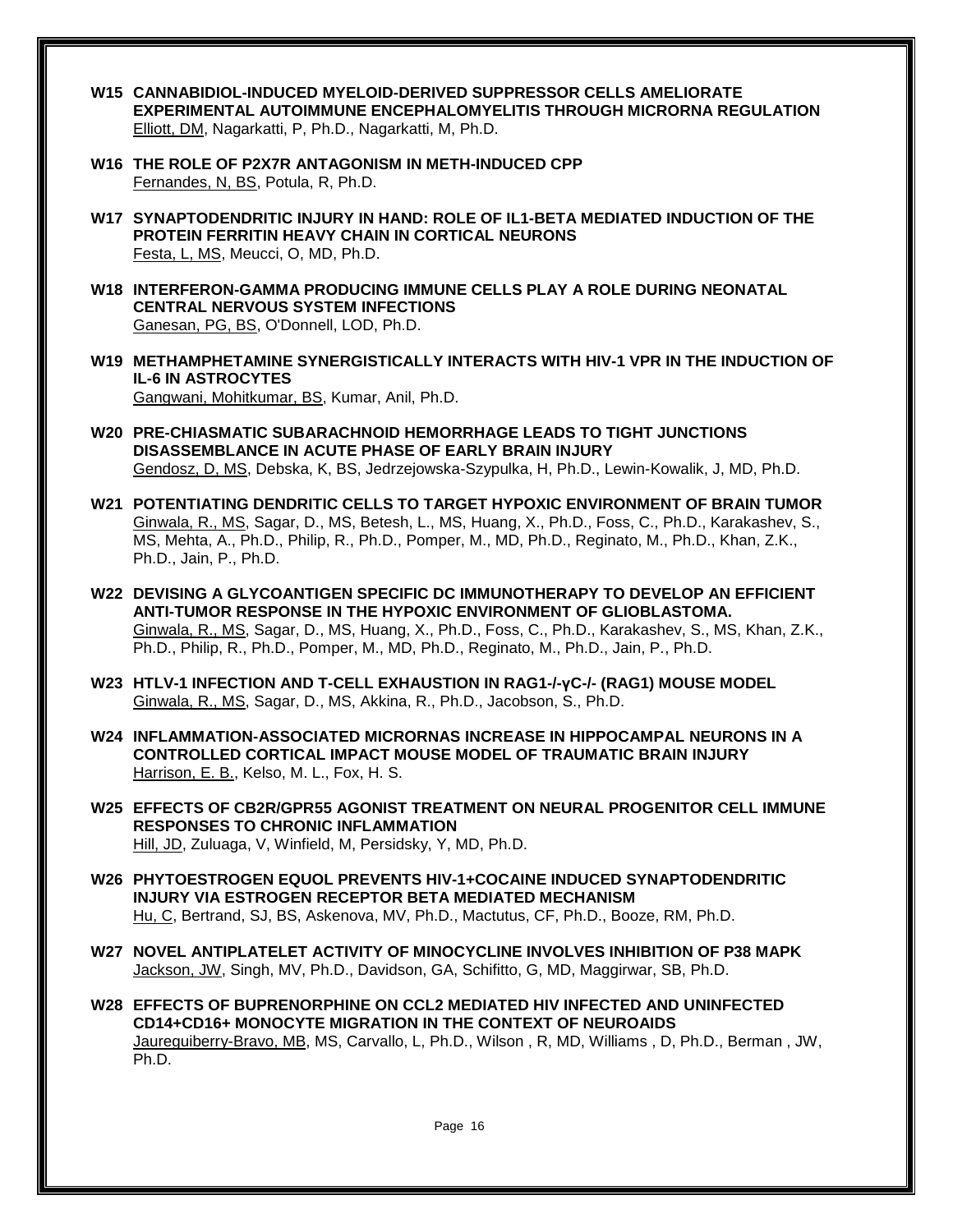**W15 CANNABIDIOL-INDUCED MYELOID-DERIVED SUPPRESSOR CELLS AMELIORATE EXPERIMENTAL AUTOIMMUNE ENCEPHALOMYELITIS THROUGH MICRORNA REGULATION**
Elliott, DM, Nagarkatti, P, Ph.D., Nagarkatti, M, Ph.D.

**W16 THE ROLE OF P2X7R ANTAGONISM IN METH-INDUCED CPP**
Fernandes, N, BS, Potula, R, Ph.D.

**W17 SYNAPTODENDRITIC INJURY IN HAND: ROLE OF IL1-BETA MEDIATED INDUCTION OF THE PROTEIN FERRITIN HEAVY CHAIN IN CORTICAL NEURONS**
Festa, L, MS, Meucci, O, MD, Ph.D.

**W18 INTERFERON-GAMMA PRODUCING IMMUNE CELLS PLAY A ROLE DURING NEONATAL CENTRAL NERVOUS SYSTEM INFECTIONS**
Ganesan, PG, BS, O'Donnell, LOD, Ph.D.

**W19 METHAMPHETAMINE SYNERGISTICALLY INTERACTS WITH HIV-1 VPR IN THE INDUCTION OF IL-6 IN ASTROCYTES**
Gangwani, Mohitkumar, BS, Kumar, Anil, Ph.D.

**W20 PRE-CHIASMATIC SUBARACHNOID HEMORRHAGE LEADS TO TIGHT JUNCTIONS DISASSEMBLANCE IN ACUTE PHASE OF EARLY BRAIN INJURY**
Gendosz, D, MS, Debska, K, BS, Jedrzejowska-Szypulka, H, Ph.D., Lewin-Kowalik, J, MD, Ph.D.

**W21 POTENTIATING DENDRITIC CELLS TO TARGET HYPOXIC ENVIRONMENT OF BRAIN TUMOR**
Ginwala, R., MS, Sagar, D., MS, Betesh, L., MS, Huang, X., Ph.D., Foss, C., Ph.D., Karakashev, S., MS, Mehta, A., Ph.D., Philip, R., Ph.D., Pomper, M., MD, Ph.D., Reginato, M., Ph.D., Khan, Z.K., Ph.D., Jain, P., Ph.D.

**W22 DEVISING A GLYCOANTIGEN SPECIFIC DC IMMUNOTHERAPY TO DEVELOP AN EFFICIENT ANTI-TUMOR RESPONSE IN THE HYPOXIC ENVIRONMENT OF GLIOBLASTOMA.**
Ginwala, R., MS, Sagar, D., MS, Huang, X., Ph.D., Foss, C., Ph.D., Karakashev, S., MS, Khan, Z.K., Ph.D., Philip, R., Ph.D., Pomper, M., MD, Ph.D., Reginato, M., Ph.D., Jain, P., Ph.D.

**W23 HTLV-1 INFECTION AND T-CELL EXHAUSTION IN RAG1-/-γC-/- (RAG1) MOUSE MODEL**
Ginwala, R., MS, Sagar, D., MS, Akkina, R., Ph.D., Jacobson, S., Ph.D.

**W24 INFLAMMATION-ASSOCIATED MICRORNAS INCREASE IN HIPPOCAMPAL NEURONS IN A CONTROLLED CORTICAL IMPACT MOUSE MODEL OF TRAUMATIC BRAIN INJURY**
Harrison, E. B., Kelso, M. L., Fox, H. S.

**W25 EFFECTS OF CB2R/GPR55 AGONIST TREATMENT ON NEURAL PROGENITOR CELL IMMUNE RESPONSES TO CHRONIC INFLAMMATION**
Hill, JD, Zuluaga, V, Winfield, M, Persidsky, Y, MD, Ph.D.

**W26 PHYTOESTROGEN EQUOL PREVENTS HIV-1+COCAINE INDUCED SYNAPTODENDRITIC INJURY VIA ESTROGEN RECEPTOR BETA MEDIATED MECHANISM**
Hu, C, Bertrand, SJ, BS, Askenova, MV, Ph.D., Mactutus, CF, Ph.D., Booze, RM, Ph.D.

**W27 NOVEL ANTIPLATELET ACTIVITY OF MINOCYCLINE INVOLVES INHIBITION OF P38 MAPK**
Jackson, JW, Singh, MV, Ph.D., Davidson, GA, Schifitto, G, MD, Maggirwar, SB, Ph.D.

**W28 EFFECTS OF BUPRENORPHINE ON CCL2 MEDIATED HIV INFECTED AND UNINFECTED CD14+CD16+ MONOCYTE MIGRATION IN THE CONTEXT OF NEUROAIDS**
Jaureguiberry-Bravo, MB, MS, Carvallo, L, Ph.D., Wilson , R, MD, Williams , D, Ph.D., Berman , JW, Ph.D.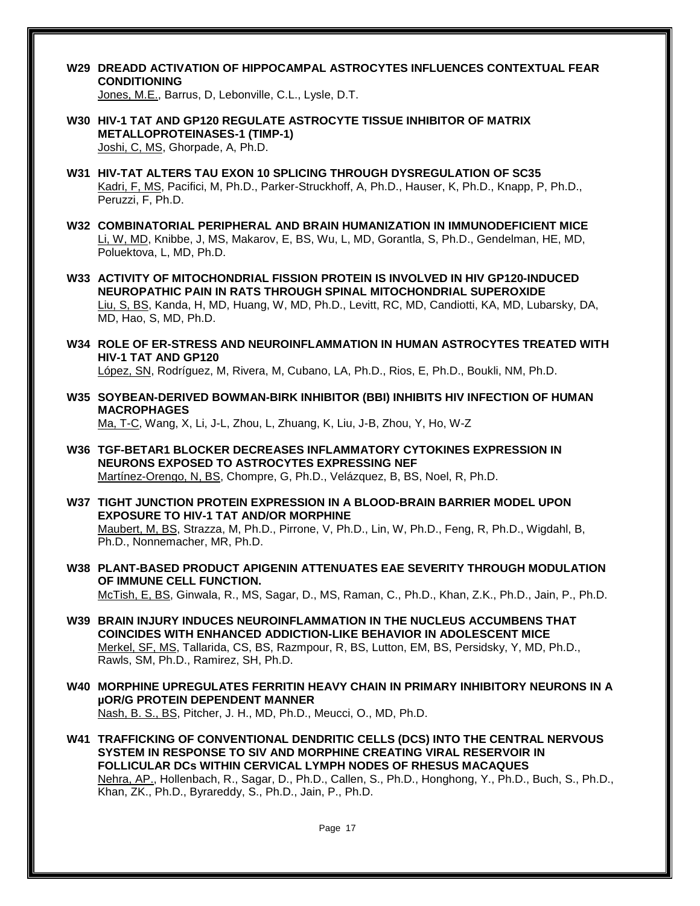**W29 DREADD ACTIVATION OF HIPPOCAMPAL ASTROCYTES INFLUENCES CONTEXTUAL FEAR CONDITIONING**
Jones, M.E., Barrus, D, Lebonville, C.L., Lysle, D.T.

**W30 HIV-1 TAT AND GP120 REGULATE ASTROCYTE TISSUE INHIBITOR OF MATRIX METALLOPROTEINASES-1 (TIMP-1)**
Joshi, C, MS, Ghorpade, A, Ph.D.

**W31 HIV-TAT ALTERS TAU EXON 10 SPLICING THROUGH DYSREGULATION OF SC35**
Kadri, F, MS, Pacifici, M, Ph.D., Parker-Struckhoff, A, Ph.D., Hauser, K, Ph.D., Knapp, P, Ph.D., Peruzzi, F, Ph.D.

**W32 COMBINATORIAL PERIPHERAL AND BRAIN HUMANIZATION IN IMMUNODEFICIENT MICE**
Li, W, MD, Knibbe, J, MS, Makarov, E, BS, Wu, L, MD, Gorantla, S, Ph.D., Gendelman, HE, MD, Poluektova, L, MD, Ph.D.

**W33 ACTIVITY OF MITOCHONDRIAL FISSION PROTEIN IS INVOLVED IN HIV GP120-INDUCED NEUROPATHIC PAIN IN RATS THROUGH SPINAL MITOCHONDRIAL SUPEROXIDE**
Liu, S, BS, Kanda, H, MD, Huang, W, MD, Ph.D., Levitt, RC, MD, Candiotti, KA, MD, Lubarsky, DA, MD, Hao, S, MD, Ph.D.

**W34 ROLE OF ER-STRESS AND NEUROINFLAMMATION IN HUMAN ASTROCYTES TREATED WITH HIV-1 TAT AND GP120**
López, SN, Rodríguez, M, Rivera, M, Cubano, LA, Ph.D., Rios, E, Ph.D., Boukli, NM, Ph.D.

**W35 SOYBEAN-DERIVED BOWMAN-BIRK INHIBITOR (BBI) INHIBITS HIV INFECTION OF HUMAN MACROPHAGES**
Ma, T-C, Wang, X, Li, J-L, Zhou, L, Zhuang, K, Liu, J-B, Zhou, Y, Ho, W-Z

**W36 TGF-BETAR1 BLOCKER DECREASES INFLAMMATORY CYTOKINES EXPRESSION IN NEURONS EXPOSED TO ASTROCYTES EXPRESSING NEF**
Martínez-Orengo, N, BS, Chompre, G, Ph.D., Velázquez, B, BS, Noel, R, Ph.D.

**W37 TIGHT JUNCTION PROTEIN EXPRESSION IN A BLOOD-BRAIN BARRIER MODEL UPON EXPOSURE TO HIV-1 TAT AND/OR MORPHINE**
Maubert, M, BS, Strazza, M, Ph.D., Pirrone, V, Ph.D., Lin, W, Ph.D., Feng, R, Ph.D., Wigdahl, B, Ph.D., Nonnemacher, MR, Ph.D.

**W38 PLANT-BASED PRODUCT APIGENIN ATTENUATES EAE SEVERITY THROUGH MODULATION OF IMMUNE CELL FUNCTION.**
McTish, E, BS, Ginwala, R., MS, Sagar, D., MS, Raman, C., Ph.D., Khan, Z.K., Ph.D., Jain, P., Ph.D.

**W39 BRAIN INJURY INDUCES NEUROINFLAMMATION IN THE NUCLEUS ACCUMBENS THAT COINCIDES WITH ENHANCED ADDICTION-LIKE BEHAVIOR IN ADOLESCENT MICE**
Merkel, SF, MS, Tallarida, CS, BS, Razmpour, R, BS, Lutton, EM, BS, Persidsky, Y, MD, Ph.D., Rawls, SM, Ph.D., Ramirez, SH, Ph.D.

**W40 MORPHINE UPREGULATES FERRITIN HEAVY CHAIN IN PRIMARY INHIBITORY NEURONS IN A µOR/G PROTEIN DEPENDENT MANNER**
Nash, B. S., BS, Pitcher, J. H., MD, Ph.D., Meucci, O., MD, Ph.D.

**W41 TRAFFICKING OF CONVENTIONAL DENDRITIC CELLS (DCS) INTO THE CENTRAL NERVOUS SYSTEM IN RESPONSE TO SIV AND MORPHINE CREATING VIRAL RESERVOIR IN FOLLICULAR DCs WITHIN CERVICAL LYMPH NODES OF RHESUS MACAQUES**
Nehra, AP., Hollenbach, R., Sagar, D., Ph.D., Callen, S., Ph.D., Honghong, Y., Ph.D., Buch, S., Ph.D., Khan, ZK., Ph.D., Byrareddy, S., Ph.D., Jain, P., Ph.D.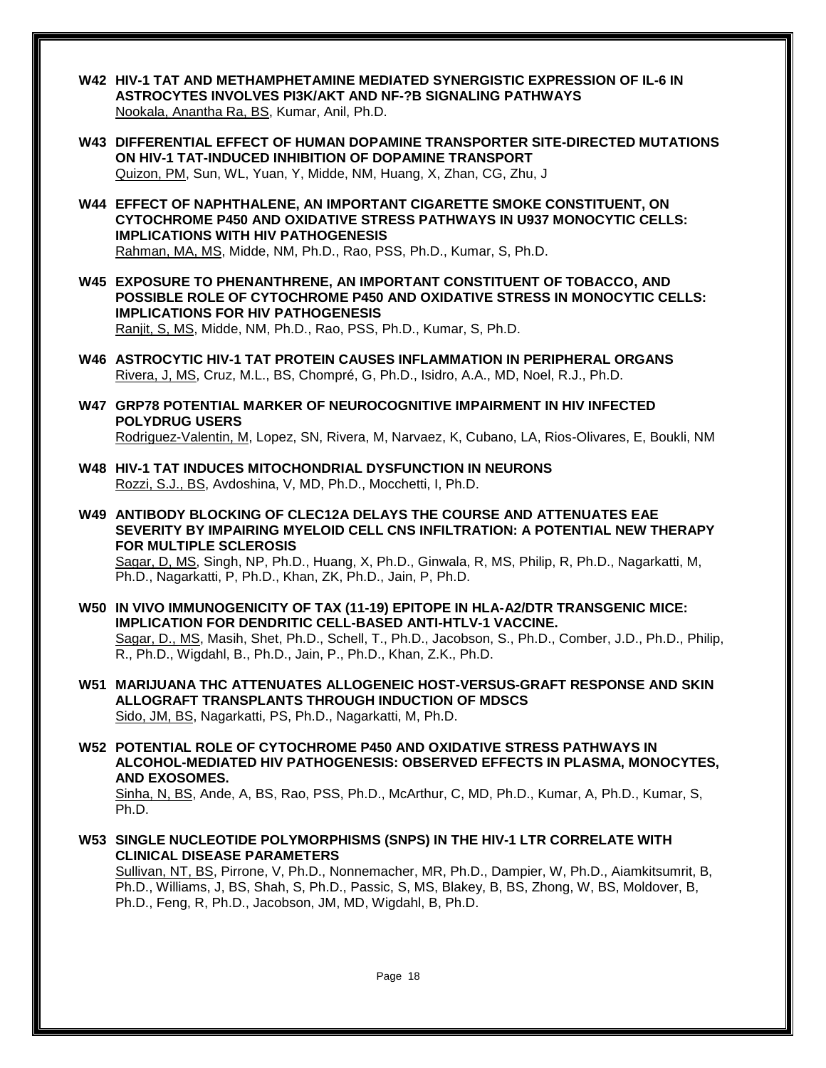**W42 HIV-1 TAT AND METHAMPHETAMINE MEDIATED SYNERGISTIC EXPRESSION OF IL-6 IN ASTROCYTES INVOLVES PI3K/AKT AND NF-?B SIGNALING PATHWAYS**
Nookala, Anantha Ra, BS, Kumar, Anil, Ph.D.

**W43 DIFFERENTIAL EFFECT OF HUMAN DOPAMINE TRANSPORTER SITE-DIRECTED MUTATIONS ON HIV-1 TAT-INDUCED INHIBITION OF DOPAMINE TRANSPORT**
Quizon, PM, Sun, WL, Yuan, Y, Midde, NM, Huang, X, Zhan, CG, Zhu, J

**W44 EFFECT OF NAPHTHALENE, AN IMPORTANT CIGARETTE SMOKE CONSTITUENT, ON CYTOCHROME P450 AND OXIDATIVE STRESS PATHWAYS IN U937 MONOCYTIC CELLS: IMPLICATIONS WITH HIV PATHOGENESIS**
Rahman, MA, MS, Midde, NM, Ph.D., Rao, PSS, Ph.D., Kumar, S, Ph.D.

**W45 EXPOSURE TO PHENANTHRENE, AN IMPORTANT CONSTITUENT OF TOBACCO, AND POSSIBLE ROLE OF CYTOCHROME P450 AND OXIDATIVE STRESS IN MONOCYTIC CELLS: IMPLICATIONS FOR HIV PATHOGENESIS**
Ranjit, S, MS, Midde, NM, Ph.D., Rao, PSS, Ph.D., Kumar, S, Ph.D.

**W46 ASTROCYTIC HIV-1 TAT PROTEIN CAUSES INFLAMMATION IN PERIPHERAL ORGANS**
Rivera, J, MS, Cruz, M.L., BS, Chompré, G, Ph.D., Isidro, A.A., MD, Noel, R.J., Ph.D.

**W47 GRP78 POTENTIAL MARKER OF NEUROCOGNITIVE IMPAIRMENT IN HIV INFECTED POLYDRUG USERS**
Rodriguez-Valentin, M, Lopez, SN, Rivera, M, Narvaez, K, Cubano, LA, Rios-Olivares, E, Boukli, NM

**W48 HIV-1 TAT INDUCES MITOCHONDRIAL DYSFUNCTION IN NEURONS**
Rozzi, S.J., BS, Avdoshina, V, MD, Ph.D., Mocchetti, I, Ph.D.

**W49 ANTIBODY BLOCKING OF CLEC12A DELAYS THE COURSE AND ATTENUATES EAE SEVERITY BY IMPAIRING MYELOID CELL CNS INFILTRATION: A POTENTIAL NEW THERAPY FOR MULTIPLE SCLEROSIS**
Sagar, D, MS, Singh, NP, Ph.D., Huang, X, Ph.D., Ginwala, R, MS, Philip, R, Ph.D., Nagarkatti, M, Ph.D., Nagarkatti, P, Ph.D., Khan, ZK, Ph.D., Jain, P, Ph.D.

**W50 IN VIVO IMMUNOGENICITY OF TAX (11-19) EPITOPE IN HLA-A2/DTR TRANSGENIC MICE: IMPLICATION FOR DENDRITIC CELL-BASED ANTI-HTLV-1 VACCINE.**
Sagar, D., MS, Masih, Shet, Ph.D., Schell, T., Ph.D., Jacobson, S., Ph.D., Comber, J.D., Ph.D., Philip, R., Ph.D., Wigdahl, B., Ph.D., Jain, P., Ph.D., Khan, Z.K., Ph.D.

**W51 MARIJUANA THC ATTENUATES ALLOGENEIC HOST-VERSUS-GRAFT RESPONSE AND SKIN ALLOGRAFT TRANSPLANTS THROUGH INDUCTION OF MDSCS**
Sido, JM, BS, Nagarkatti, PS, Ph.D., Nagarkatti, M, Ph.D.

**W52 POTENTIAL ROLE OF CYTOCHROME P450 AND OXIDATIVE STRESS PATHWAYS IN ALCOHOL-MEDIATED HIV PATHOGENESIS: OBSERVED EFFECTS IN PLASMA, MONOCYTES, AND EXOSOMES.**
Sinha, N, BS, Ande, A, BS, Rao, PSS, Ph.D., McArthur, C, MD, Ph.D., Kumar, A, Ph.D., Kumar, S, Ph.D.

**W53 SINGLE NUCLEOTIDE POLYMORPHISMS (SNPS) IN THE HIV-1 LTR CORRELATE WITH CLINICAL DISEASE PARAMETERS**
Sullivan, NT, BS, Pirrone, V, Ph.D., Nonnemacher, MR, Ph.D., Dampier, W, Ph.D., Aiamkitsumrit, B, Ph.D., Williams, J, BS, Shah, S, Ph.D., Passic, S, MS, Blakey, B, BS, Zhong, W, BS, Moldover, B, Ph.D., Feng, R, Ph.D., Jacobson, JM, MD, Wigdahl, B, Ph.D.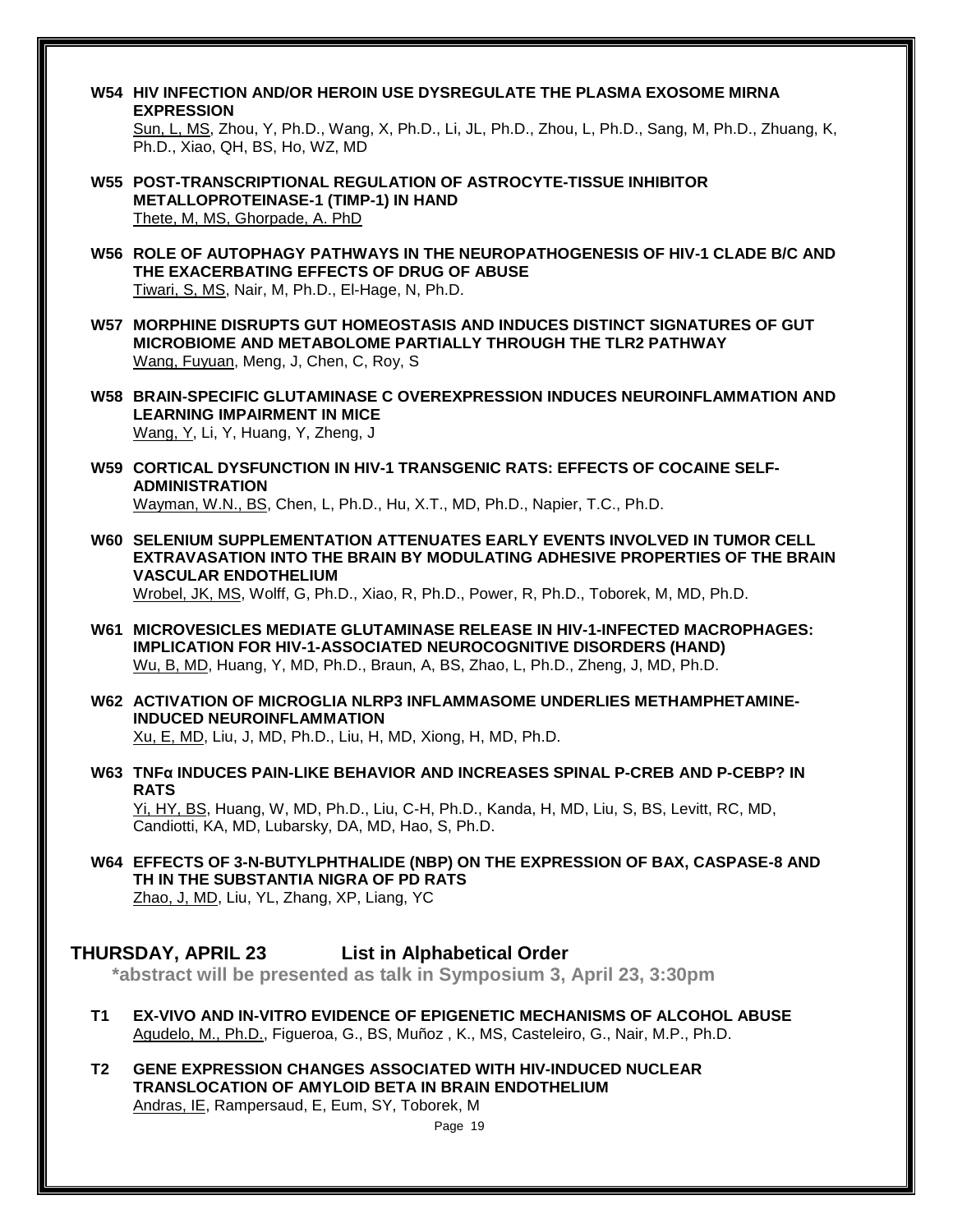**W54 HIV INFECTION AND/OR HEROIN USE DYSREGULATE THE PLASMA EXOSOME MIRNA EXPRESSION**
Sun, L, MS, Zhou, Y, Ph.D., Wang, X, Ph.D., Li, JL, Ph.D., Zhou, L, Ph.D., Sang, M, Ph.D., Zhuang, K, Ph.D., Xiao, QH, BS, Ho, WZ, MD

**W55 POST-TRANSCRIPTIONAL REGULATION OF ASTROCYTE-TISSUE INHIBITOR METALLOPROTEINASE-1 (TIMP-1) IN HAND**
Thete, M, MS, Ghorpade, A. PhD

**W56 ROLE OF AUTOPHAGY PATHWAYS IN THE NEUROPATHOGENESIS OF HIV-1 CLADE B/C AND THE EXACERBATING EFFECTS OF DRUG OF ABUSE**
Tiwari, S, MS, Nair, M, Ph.D., El-Hage, N, Ph.D.

**W57 MORPHINE DISRUPTS GUT HOMEOSTASIS AND INDUCES DISTINCT SIGNATURES OF GUT MICROBIOME AND METABOLOME PARTIALLY THROUGH THE TLR2 PATHWAY**
Wang, Fuyuan, Meng, J, Chen, C, Roy, S

**W58 BRAIN-SPECIFIC GLUTAMINASE C OVEREXPRESSION INDUCES NEUROINFLAMMATION AND LEARNING IMPAIRMENT IN MICE**
Wang, Y, Li, Y, Huang, Y, Zheng, J

**W59 CORTICAL DYSFUNCTION IN HIV-1 TRANSGENIC RATS: EFFECTS OF COCAINE SELF-ADMINISTRATION**
Wayman, W.N., BS, Chen, L, Ph.D., Hu, X.T., MD, Ph.D., Napier, T.C., Ph.D.

**W60 SELENIUM SUPPLEMENTATION ATTENUATES EARLY EVENTS INVOLVED IN TUMOR CELL EXTRAVASATION INTO THE BRAIN BY MODULATING ADHESIVE PROPERTIES OF THE BRAIN VASCULAR ENDOTHELIUM**
Wrobel, JK, MS, Wolff, G, Ph.D., Xiao, R, Ph.D., Power, R, Ph.D., Toborek, M, MD, Ph.D.

**W61 MICROVESICLES MEDIATE GLUTAMINASE RELEASE IN HIV-1-INFECTED MACROPHAGES: IMPLICATION FOR HIV-1-ASSOCIATED NEUROCOGNITIVE DISORDERS (HAND)**
Wu, B, MD, Huang, Y, MD, Ph.D., Braun, A, BS, Zhao, L, Ph.D., Zheng, J, MD, Ph.D.

**W62 ACTIVATION OF MICROGLIA NLRP3 INFLAMMASOME UNDERLIES METHAMPHETAMINE-INDUCED NEUROINFLAMMATION**
Xu, E, MD, Liu, J, MD, Ph.D., Liu, H, MD, Xiong, H, MD, Ph.D.

**W63 TNFα INDUCES PAIN-LIKE BEHAVIOR AND INCREASES SPINAL P-CREB AND P-CEBP? IN RATS**
Yi, HY, BS, Huang, W, MD, Ph.D., Liu, C-H, Ph.D., Kanda, H, MD, Liu, S, BS, Levitt, RC, MD, Candiotti, KA, MD, Lubarsky, DA, MD, Hao, S, Ph.D.

**W64 EFFECTS OF 3-N-BUTYLPHTHALIDE (NBP) ON THE EXPRESSION OF BAX, CASPASE-8 AND TH IN THE SUBSTANTIA NIGRA OF PD RATS**
Zhao, J, MD, Liu, YL, Zhang, XP, Liang, YC

## THURSDAY, APRIL 23 List in Alphabetical Order

**\*abstract will be presented as talk in Symposium 3, April 23, 3:30pm**

**T1 EX-VIVO AND IN-VITRO EVIDENCE OF EPIGENETIC MECHANISMS OF ALCOHOL ABUSE**
Agudelo, M., Ph.D., Figueroa, G., BS, Muñoz , K., MS, Casteleiro, G., Nair, M.P., Ph.D.

**T2 GENE EXPRESSION CHANGES ASSOCIATED WITH HIV-INDUCED NUCLEAR TRANSLOCATION OF AMYLOID BETA IN BRAIN ENDOTHELIUM**
Andras, IE, Rampersaud, E, Eum, SY, Toborek, M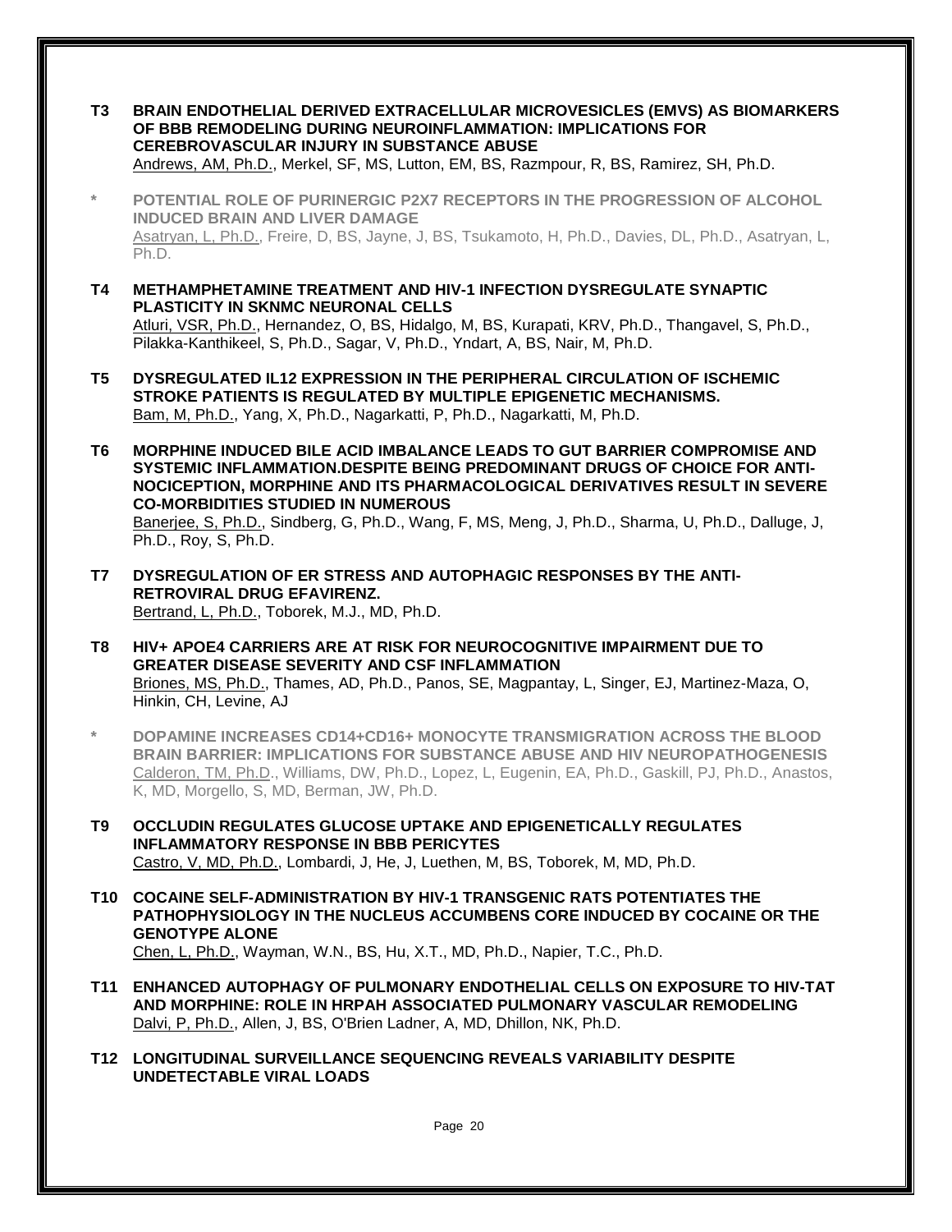**T3 BRAIN ENDOTHELIAL DERIVED EXTRACELLULAR MICROVESICLES (EMVS) AS BIOMARKERS OF BBB REMODELING DURING NEUROINFLAMMATION: IMPLICATIONS FOR CEREBROVASCULAR INJURY IN SUBSTANCE ABUSE**
Andrews, AM, Ph.D., Merkel, SF, MS, Lutton, EM, BS, Razmpour, R, BS, Ramirez, SH, Ph.D.

**\* POTENTIAL ROLE OF PURINERGIC P2X7 RECEPTORS IN THE PROGRESSION OF ALCOHOL INDUCED BRAIN AND LIVER DAMAGE**
Asatryan, L, Ph.D., Freire, D, BS, Jayne, J, BS, Tsukamoto, H, Ph.D., Davies, DL, Ph.D., Asatryan, L, Ph.D.

**T4 METHAMPHETAMINE TREATMENT AND HIV-1 INFECTION DYSREGULATE SYNAPTIC PLASTICITY IN SKNMC NEURONAL CELLS**
Atluri, VSR, Ph.D., Hernandez, O, BS, Hidalgo, M, BS, Kurapati, KRV, Ph.D., Thangavel, S, Ph.D., Pilakka-Kanthikeel, S, Ph.D., Sagar, V, Ph.D., Yndart, A, BS, Nair, M, Ph.D.

**T5 DYSREGULATED IL12 EXPRESSION IN THE PERIPHERAL CIRCULATION OF ISCHEMIC STROKE PATIENTS IS REGULATED BY MULTIPLE EPIGENETIC MECHANISMS.**
Bam, M, Ph.D., Yang, X, Ph.D., Nagarkatti, P, Ph.D., Nagarkatti, M, Ph.D.

**T6 MORPHINE INDUCED BILE ACID IMBALANCE LEADS TO GUT BARRIER COMPROMISE AND SYSTEMIC INFLAMMATION.DESPITE BEING PREDOMINANT DRUGS OF CHOICE FOR ANTI-NOCICEPTION, MORPHINE AND ITS PHARMACOLOGICAL DERIVATIVES RESULT IN SEVERE CO-MORBIDITIES STUDIED IN NUMEROUS**
Banerjee, S, Ph.D., Sindberg, G, Ph.D., Wang, F, MS, Meng, J, Ph.D., Sharma, U, Ph.D., Dalluge, J, Ph.D., Roy, S, Ph.D.

**T7 DYSREGULATION OF ER STRESS AND AUTOPHAGIC RESPONSES BY THE ANTI-RETROVIRAL DRUG EFAVIRENZ.**
Bertrand, L, Ph.D., Toborek, M.J., MD, Ph.D.

**T8 HIV+ APOE4 CARRIERS ARE AT RISK FOR NEUROCOGNITIVE IMPAIRMENT DUE TO GREATER DISEASE SEVERITY AND CSF INFLAMMATION**
Briones, MS, Ph.D., Thames, AD, Ph.D., Panos, SE, Magpantay, L, Singer, EJ, Martinez-Maza, O, Hinkin, CH, Levine, AJ

**\* DOPAMINE INCREASES CD14+CD16+ MONOCYTE TRANSMIGRATION ACROSS THE BLOOD BRAIN BARRIER: IMPLICATIONS FOR SUBSTANCE ABUSE AND HIV NEUROPATHOGENESIS**
Calderon, TM, Ph.D., Williams, DW, Ph.D., Lopez, L, Eugenin, EA, Ph.D., Gaskill, PJ, Ph.D., Anastos, K, MD, Morgello, S, MD, Berman, JW, Ph.D.

**T9 OCCLUDIN REGULATES GLUCOSE UPTAKE AND EPIGENETICALLY REGULATES INFLAMMATORY RESPONSE IN BBB PERICYTES**
Castro, V, MD, Ph.D., Lombardi, J, He, J, Luethen, M, BS, Toborek, M, MD, Ph.D.

**T10 COCAINE SELF-ADMINISTRATION BY HIV-1 TRANSGENIC RATS POTENTIATES THE PATHOPHYSIOLOGY IN THE NUCLEUS ACCUMBENS CORE INDUCED BY COCAINE OR THE GENOTYPE ALONE**
Chen, L, Ph.D., Wayman, W.N., BS, Hu, X.T., MD, Ph.D., Napier, T.C., Ph.D.

**T11 ENHANCED AUTOPHAGY OF PULMONARY ENDOTHELIAL CELLS ON EXPOSURE TO HIV-TAT AND MORPHINE: ROLE IN HRPAH ASSOCIATED PULMONARY VASCULAR REMODELING**
Dalvi, P, Ph.D., Allen, J, BS, O'Brien Ladner, A, MD, Dhillon, NK, Ph.D.

**T12 LONGITUDINAL SURVEILLANCE SEQUENCING REVEALS VARIABILITY DESPITE UNDETECTABLE VIRAL LOADS**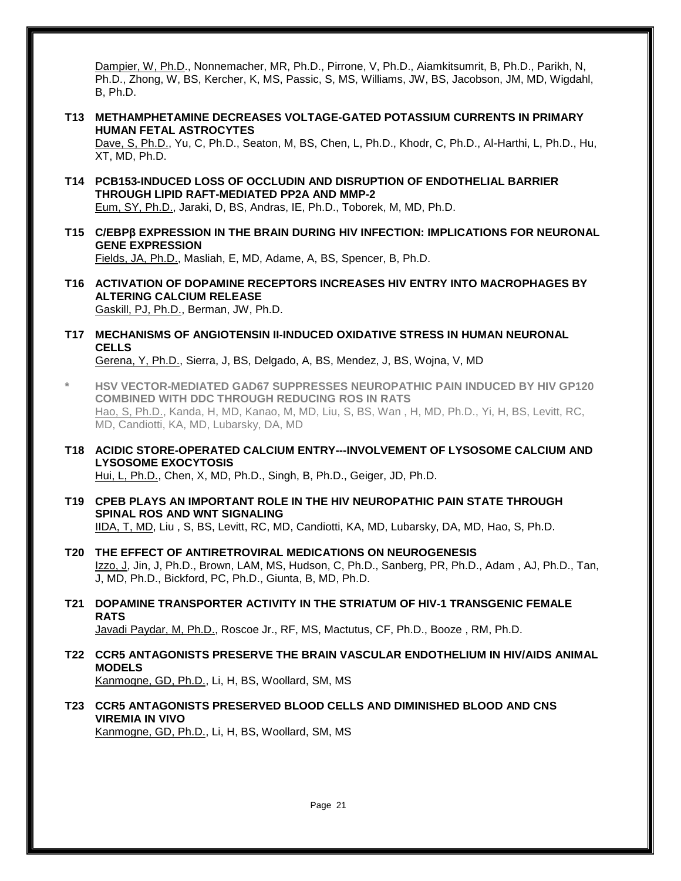Dampier, W, Ph.D., Nonnemacher, MR, Ph.D., Pirrone, V, Ph.D., Aiamkitsumrit, B, Ph.D., Parikh, N, Ph.D., Zhong, W, BS, Kercher, K, MS, Passic, S, MS, Williams, JW, BS, Jacobson, JM, MD, Wigdahl, B, Ph.D.

**T13 METHAMPHETAMINE DECREASES VOLTAGE-GATED POTASSIUM CURRENTS IN PRIMARY HUMAN FETAL ASTROCYTES**
Dave, S, Ph.D., Yu, C, Ph.D., Seaton, M, BS, Chen, L, Ph.D., Khodr, C, Ph.D., Al-Harthi, L, Ph.D., Hu, XT, MD, Ph.D.

**T14 PCB153-INDUCED LOSS OF OCCLUDIN AND DISRUPTION OF ENDOTHELIAL BARRIER THROUGH LIPID RAFT-MEDIATED PP2A AND MMP-2**
Eum, SY, Ph.D., Jaraki, D, BS, Andras, IE, Ph.D., Toborek, M, MD, Ph.D.

**T15 C/EBPβ EXPRESSION IN THE BRAIN DURING HIV INFECTION: IMPLICATIONS FOR NEURONAL GENE EXPRESSION**
Fields, JA, Ph.D., Masliah, E, MD, Adame, A, BS, Spencer, B, Ph.D.

**T16 ACTIVATION OF DOPAMINE RECEPTORS INCREASES HIV ENTRY INTO MACROPHAGES BY ALTERING CALCIUM RELEASE**
Gaskill, PJ, Ph.D., Berman, JW, Ph.D.

**T17 MECHANISMS OF ANGIOTENSIN II-INDUCED OXIDATIVE STRESS IN HUMAN NEURONAL CELLS**
Gerena, Y, Ph.D., Sierra, J, BS, Delgado, A, BS, Mendez, J, BS, Wojna, V, MD

**\* HSV VECTOR-MEDIATED GAD67 SUPPRESSES NEUROPATHIC PAIN INDUCED BY HIV GP120 COMBINED WITH DDC THROUGH REDUCING ROS IN RATS**
Hao, S, Ph.D., Kanda, H, MD, Kanao, M, MD, Liu, S, BS, Wan , H, MD, Ph.D., Yi, H, BS, Levitt, RC, MD, Candiotti, KA, MD, Lubarsky, DA, MD

**T18 ACIDIC STORE-OPERATED CALCIUM ENTRY---INVOLVEMENT OF LYSOSOME CALCIUM AND LYSOSOME EXOCYTOSIS**
Hui, L, Ph.D., Chen, X, MD, Ph.D., Singh, B, Ph.D., Geiger, JD, Ph.D.

**T19 CPEB PLAYS AN IMPORTANT ROLE IN THE HIV NEUROPATHIC PAIN STATE THROUGH SPINAL ROS AND WNT SIGNALING**
IIDA, T, MD, Liu , S, BS, Levitt, RC, MD, Candiotti, KA, MD, Lubarsky, DA, MD, Hao, S, Ph.D.

**T20 THE EFFECT OF ANTIRETROVIRAL MEDICATIONS ON NEUROGENESIS**
Izzo, J, Jin, J, Ph.D., Brown, LAM, MS, Hudson, C, Ph.D., Sanberg, PR, Ph.D., Adam , AJ, Ph.D., Tan, J, MD, Ph.D., Bickford, PC, Ph.D., Giunta, B, MD, Ph.D.

**T21 DOPAMINE TRANSPORTER ACTIVITY IN THE STRIATUM OF HIV-1 TRANSGENIC FEMALE RATS**
Javadi Paydar, M, Ph.D., Roscoe Jr., RF, MS, Mactutus, CF, Ph.D., Booze , RM, Ph.D.

**T22 CCR5 ANTAGONISTS PRESERVE THE BRAIN VASCULAR ENDOTHELIUM IN HIV/AIDS ANIMAL MODELS**
Kanmogne, GD, Ph.D., Li, H, BS, Woollard, SM, MS

**T23 CCR5 ANTAGONISTS PRESERVED BLOOD CELLS AND DIMINISHED BLOOD AND CNS VIREMIA IN VIVO**
Kanmogne, GD, Ph.D., Li, H, BS, Woollard, SM, MS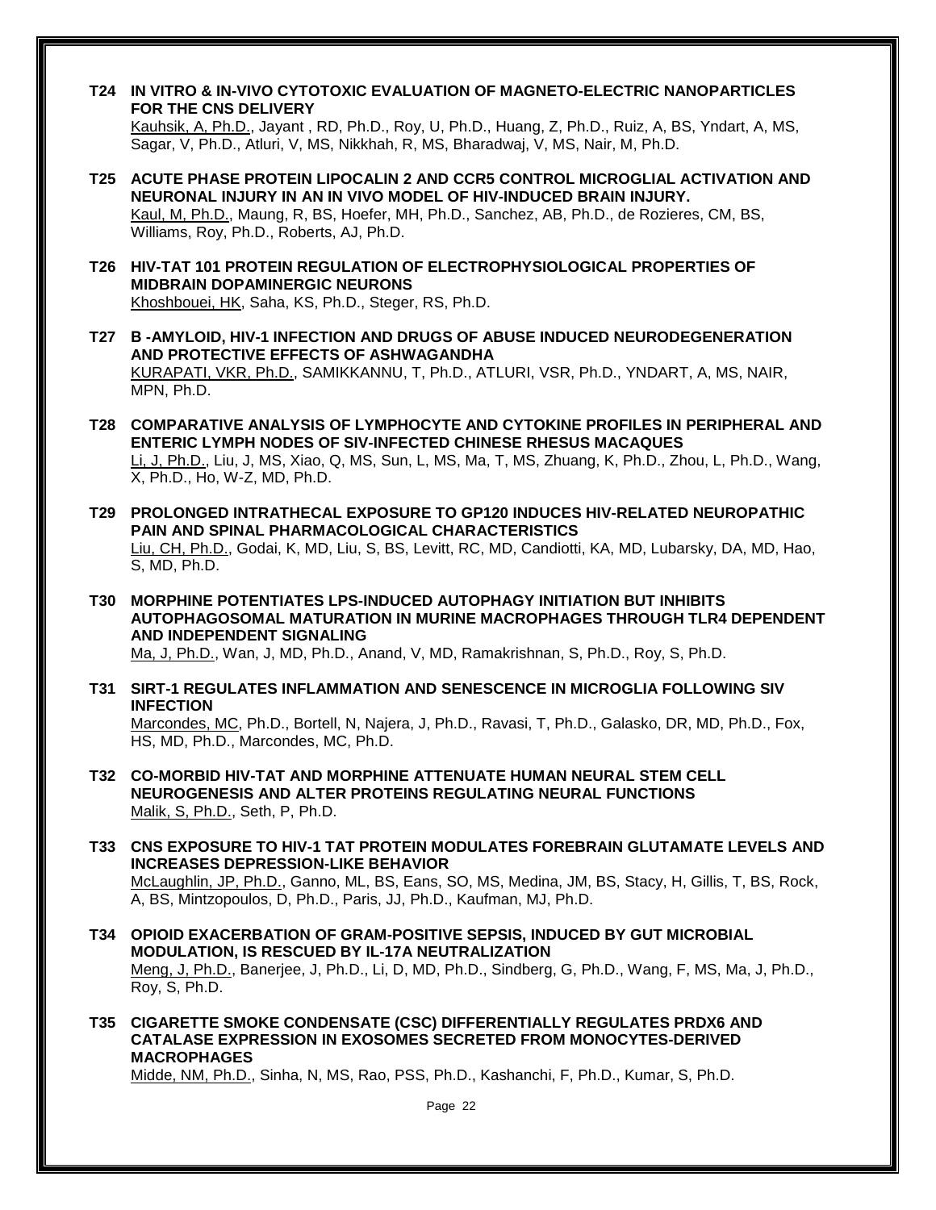**T24 IN VITRO & IN-VIVO CYTOTOXIC EVALUATION OF MAGNETO-ELECTRIC NANOPARTICLES FOR THE CNS DELIVERY**
Kauhsik, A, Ph.D., Jayant , RD, Ph.D., Roy, U, Ph.D., Huang, Z, Ph.D., Ruiz, A, BS, Yndart, A, MS, Sagar, V, Ph.D., Atluri, V, MS, Nikkhah, R, MS, Bharadwaj, V, MS, Nair, M, Ph.D.

**T25 ACUTE PHASE PROTEIN LIPOCALIN 2 AND CCR5 CONTROL MICROGLIAL ACTIVATION AND NEURONAL INJURY IN AN IN VIVO MODEL OF HIV-INDUCED BRAIN INJURY.**
Kaul, M, Ph.D., Maung, R, BS, Hoefer, MH, Ph.D., Sanchez, AB, Ph.D., de Rozieres, CM, BS, Williams, Roy, Ph.D., Roberts, AJ, Ph.D.

**T26 HIV-TAT 101 PROTEIN REGULATION OF ELECTROPHYSIOLOGICAL PROPERTIES OF MIDBRAIN DOPAMINERGIC NEURONS**
Khoshbouei, HK, Saha, KS, Ph.D., Steger, RS, Ph.D.

**T27 Β -AMYLOID, HIV-1 INFECTION AND DRUGS OF ABUSE INDUCED NEURODEGENERATION AND PROTECTIVE EFFECTS OF ASHWAGANDHA**
KURAPATI, VKR, Ph.D., SAMIKKANNU, T, Ph.D., ATLURI, VSR, Ph.D., YNDART, A, MS, NAIR, MPN, Ph.D.

**T28 COMPARATIVE ANALYSIS OF LYMPHOCYTE AND CYTOKINE PROFILES IN PERIPHERAL AND ENTERIC LYMPH NODES OF SIV-INFECTED CHINESE RHESUS MACAQUES**
Li, J, Ph.D., Liu, J, MS, Xiao, Q, MS, Sun, L, MS, Ma, T, MS, Zhuang, K, Ph.D., Zhou, L, Ph.D., Wang, X, Ph.D., Ho, W-Z, MD, Ph.D.

**T29 PROLONGED INTRATHECAL EXPOSURE TO GP120 INDUCES HIV-RELATED NEUROPATHIC PAIN AND SPINAL PHARMACOLOGICAL CHARACTERISTICS**
Liu, CH, Ph.D., Godai, K, MD, Liu, S, BS, Levitt, RC, MD, Candiotti, KA, MD, Lubarsky, DA, MD, Hao, S, MD, Ph.D.

**T30 MORPHINE POTENTIATES LPS-INDUCED AUTOPHAGY INITIATION BUT INHIBITS AUTOPHAGOSOMAL MATURATION IN MURINE MACROPHAGES THROUGH TLR4 DEPENDENT AND INDEPENDENT SIGNALING**
Ma, J, Ph.D., Wan, J, MD, Ph.D., Anand, V, MD, Ramakrishnan, S, Ph.D., Roy, S, Ph.D.

**T31 SIRT-1 REGULATES INFLAMMATION AND SENESCENCE IN MICROGLIA FOLLOWING SIV INFECTION**
Marcondes, MC, Ph.D., Bortell, N, Najera, J, Ph.D., Ravasi, T, Ph.D., Galasko, DR, MD, Ph.D., Fox, HS, MD, Ph.D., Marcondes, MC, Ph.D.

**T32 CO-MORBID HIV-TAT AND MORPHINE ATTENUATE HUMAN NEURAL STEM CELL NEUROGENESIS AND ALTER PROTEINS REGULATING NEURAL FUNCTIONS**
Malik, S, Ph.D., Seth, P, Ph.D.

**T33 CNS EXPOSURE TO HIV-1 TAT PROTEIN MODULATES FOREBRAIN GLUTAMATE LEVELS AND INCREASES DEPRESSION-LIKE BEHAVIOR**
McLaughlin, JP, Ph.D., Ganno, ML, BS, Eans, SO, MS, Medina, JM, BS, Stacy, H, Gillis, T, BS, Rock, A, BS, Mintzopoulos, D, Ph.D., Paris, JJ, Ph.D., Kaufman, MJ, Ph.D.

**T34 OPIOID EXACERBATION OF GRAM-POSITIVE SEPSIS, INDUCED BY GUT MICROBIAL MODULATION, IS RESCUED BY IL-17A NEUTRALIZATION**
Meng, J, Ph.D., Banerjee, J, Ph.D., Li, D, MD, Ph.D., Sindberg, G, Ph.D., Wang, F, MS, Ma, J, Ph.D., Roy, S, Ph.D.

**T35 CIGARETTE SMOKE CONDENSATE (CSC) DIFFERENTIALLY REGULATES PRDX6 AND CATALASE EXPRESSION IN EXOSOMES SECRETED FROM MONOCYTES-DERIVED MACROPHAGES**
Midde, NM, Ph.D., Sinha, N, MS, Rao, PSS, Ph.D., Kashanchi, F, Ph.D., Kumar, S, Ph.D.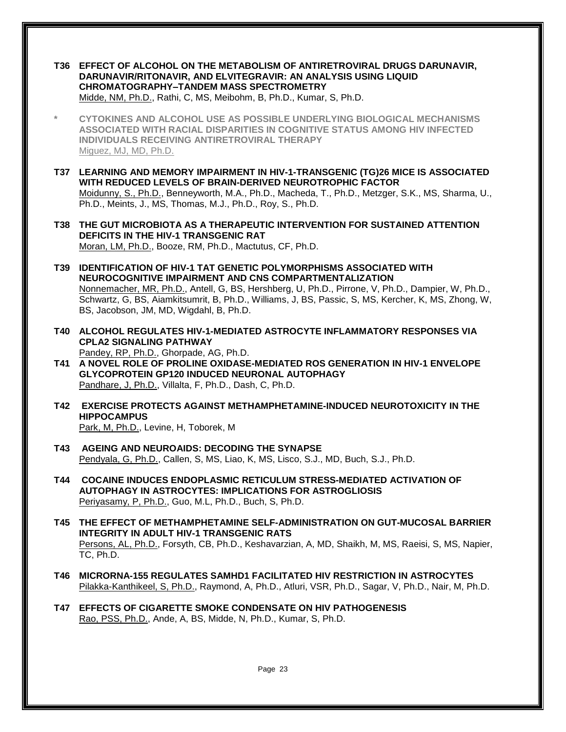**T36 EFFECT OF ALCOHOL ON THE METABOLISM OF ANTIRETROVIRAL DRUGS DARUNAVIR, DARUNAVIR/RITONAVIR, AND ELVITEGRAVIR: AN ANALYSIS USING LIQUID CHROMATOGRAPHY–TANDEM MASS SPECTROMETRY**
Midde, NM, Ph.D., Rathi, C, MS, Meibohm, B, Ph.D., Kumar, S, Ph.D.

**\* CYTOKINES AND ALCOHOL USE AS POSSIBLE UNDERLYING BIOLOGICAL MECHANISMS ASSOCIATED WITH RACIAL DISPARITIES IN COGNITIVE STATUS AMONG HIV INFECTED INDIVIDUALS RECEIVING ANTIRETROVIRAL THERAPY**
Miguez, MJ, MD, Ph.D.

**T37 LEARNING AND MEMORY IMPAIRMENT IN HIV-1-TRANSGENIC (TG)26 MICE IS ASSOCIATED WITH REDUCED LEVELS OF BRAIN-DERIVED NEUROTROPHIC FACTOR**
Moidunny, S., Ph.D., Benneyworth, M.A., Ph.D., Macheda, T., Ph.D., Metzger, S.K., MS, Sharma, U., Ph.D., Meints, J., MS, Thomas, M.J., Ph.D., Roy, S., Ph.D.

**T38 THE GUT MICROBIOTA AS A THERAPEUTIC INTERVENTION FOR SUSTAINED ATTENTION DEFICITS IN THE HIV-1 TRANSGENIC RAT**
Moran, LM, Ph.D., Booze, RM, Ph.D., Mactutus, CF, Ph.D.

**T39 IDENTIFICATION OF HIV-1 TAT GENETIC POLYMORPHISMS ASSOCIATED WITH NEUROCOGNITIVE IMPAIRMENT AND CNS COMPARTMENTALIZATION**
Nonnemacher, MR, Ph.D., Antell, G, BS, Hershberg, U, Ph.D., Pirrone, V, Ph.D., Dampier, W, Ph.D., Schwartz, G, BS, Aiamkitsumrit, B, Ph.D., Williams, J, BS, Passic, S, MS, Kercher, K, MS, Zhong, W, BS, Jacobson, JM, MD, Wigdahl, B, Ph.D.

**T40 ALCOHOL REGULATES HIV-1-MEDIATED ASTROCYTE INFLAMMATORY RESPONSES VIA CPLA2 SIGNALING PATHWAY**
Pandey, RP, Ph.D., Ghorpade, AG, Ph.D.

**T41 A NOVEL ROLE OF PROLINE OXIDASE-MEDIATED ROS GENERATION IN HIV-1 ENVELOPE GLYCOPROTEIN GP120 INDUCED NEURONAL AUTOPHAGY**
Pandhare, J, Ph.D., Villalta, F, Ph.D., Dash, C, Ph.D.

**T42 EXERCISE PROTECTS AGAINST METHAMPHETAMINE-INDUCED NEUROTOXICITY IN THE HIPPOCAMPUS**
Park, M, Ph.D., Levine, H, Toborek, M

**T43 AGEING AND NEUROAIDS: DECODING THE SYNAPSE**
Pendyala, G, Ph.D., Callen, S, MS, Liao, K, MS, Lisco, S.J., MD, Buch, S.J., Ph.D.

**T44 COCAINE INDUCES ENDOPLASMIC RETICULUM STRESS-MEDIATED ACTIVATION OF AUTOPHAGY IN ASTROCYTES: IMPLICATIONS FOR ASTROGLIOSIS**
Periyasamy, P, Ph.D., Guo, M.L, Ph.D., Buch, S, Ph.D.

**T45 THE EFFECT OF METHAMPHETAMINE SELF-ADMINISTRATION ON GUT-MUCOSAL BARRIER INTEGRITY IN ADULT HIV-1 TRANSGENIC RATS**
Persons, AL, Ph.D., Forsyth, CB, Ph.D., Keshavarzian, A, MD, Shaikh, M, MS, Raeisi, S, MS, Napier, TC, Ph.D.

**T46 MICRORNA-155 REGULATES SAMHD1 FACILITATED HIV RESTRICTION IN ASTROCYTES**
Pilakka-Kanthikeel, S, Ph.D., Raymond, A, Ph.D., Atluri, VSR, Ph.D., Sagar, V, Ph.D., Nair, M, Ph.D.

**T47 EFFECTS OF CIGARETTE SMOKE CONDENSATE ON HIV PATHOGENESIS**
Rao, PSS, Ph.D., Ande, A, BS, Midde, N, Ph.D., Kumar, S, Ph.D.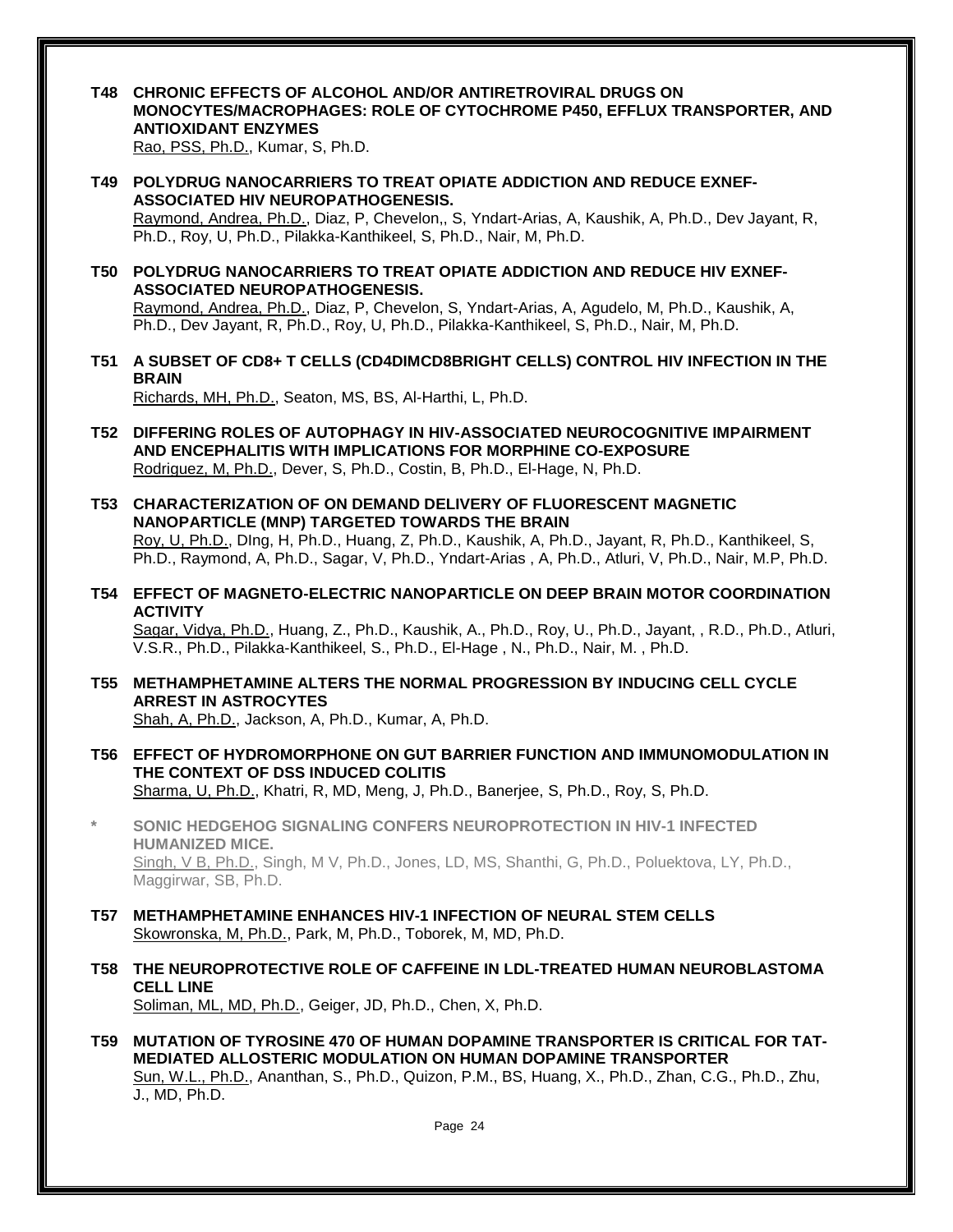**T48 CHRONIC EFFECTS OF ALCOHOL AND/OR ANTIRETROVIRAL DRUGS ON MONOCYTES/MACROPHAGES: ROLE OF CYTOCHROME P450, EFFLUX TRANSPORTER, AND ANTIOXIDANT ENZYMES**
Rao, PSS, Ph.D., Kumar, S, Ph.D.

**T49 POLYDRUG NANOCARRIERS TO TREAT OPIATE ADDICTION AND REDUCE EXNEF-ASSOCIATED HIV NEUROPATHOGENESIS.**
Raymond, Andrea, Ph.D., Diaz, P, Chevelon,, S, Yndart-Arias, A, Kaushik, A, Ph.D., Dev Jayant, R, Ph.D., Roy, U, Ph.D., Pilakka-Kanthikeel, S, Ph.D., Nair, M, Ph.D.

**T50 POLYDRUG NANOCARRIERS TO TREAT OPIATE ADDICTION AND REDUCE HIV EXNEF-ASSOCIATED NEUROPATHOGENESIS.**
Raymond, Andrea, Ph.D., Diaz, P, Chevelon, S, Yndart-Arias, A, Agudelo, M, Ph.D., Kaushik, A, Ph.D., Dev Jayant, R, Ph.D., Roy, U, Ph.D., Pilakka-Kanthikeel, S, Ph.D., Nair, M, Ph.D.

**T51 A SUBSET OF CD8+ T CELLS (CD4DIMCD8BRIGHT CELLS) CONTROL HIV INFECTION IN THE BRAIN**
Richards, MH, Ph.D., Seaton, MS, BS, Al-Harthi, L, Ph.D.

**T52 DIFFERING ROLES OF AUTOPHAGY IN HIV-ASSOCIATED NEUROCOGNITIVE IMPAIRMENT AND ENCEPHALITIS WITH IMPLICATIONS FOR MORPHINE CO-EXPOSURE**
Rodriguez, M, Ph.D., Dever, S, Ph.D., Costin, B, Ph.D., El-Hage, N, Ph.D.

**T53 CHARACTERIZATION OF ON DEMAND DELIVERY OF FLUORESCENT MAGNETIC NANOPARTICLE (MNP) TARGETED TOWARDS THE BRAIN**
Roy, U, Ph.D., DIng, H, Ph.D., Huang, Z, Ph.D., Kaushik, A, Ph.D., Jayant, R, Ph.D., Kanthikeel, S, Ph.D., Raymond, A, Ph.D., Sagar, V, Ph.D., Yndart-Arias , A, Ph.D., Atluri, V, Ph.D., Nair, M.P, Ph.D.

**T54 EFFECT OF MAGNETO-ELECTRIC NANOPARTICLE ON DEEP BRAIN MOTOR COORDINATION ACTIVITY**
Sagar, Vidya, Ph.D., Huang, Z., Ph.D., Kaushik, A., Ph.D., Roy, U., Ph.D., Jayant, , R.D., Ph.D., Atluri, V.S.R., Ph.D., Pilakka-Kanthikeel, S., Ph.D., El-Hage , N., Ph.D., Nair, M. , Ph.D.

**T55 METHAMPHETAMINE ALTERS THE NORMAL PROGRESSION BY INDUCING CELL CYCLE ARREST IN ASTROCYTES**
Shah, A, Ph.D., Jackson, A, Ph.D., Kumar, A, Ph.D.

**T56 EFFECT OF HYDROMORPHONE ON GUT BARRIER FUNCTION AND IMMUNOMODULATION IN THE CONTEXT OF DSS INDUCED COLITIS**
Sharma, U, Ph.D., Khatri, R, MD, Meng, J, Ph.D., Banerjee, S, Ph.D., Roy, S, Ph.D.

**\* SONIC HEDGEHOG SIGNALING CONFERS NEUROPROTECTION IN HIV-1 INFECTED HUMANIZED MICE.**
Singh, V B, Ph.D., Singh, M V, Ph.D., Jones, LD, MS, Shanthi, G, Ph.D., Poluektova, LY, Ph.D., Maggirwar, SB, Ph.D.

**T57 METHAMPHETAMINE ENHANCES HIV-1 INFECTION OF NEURAL STEM CELLS**
Skowronska, M, Ph.D., Park, M, Ph.D., Toborek, M, MD, Ph.D.

**T58 THE NEUROPROTECTIVE ROLE OF CAFFEINE IN LDL-TREATED HUMAN NEUROBLASTOMA CELL LINE**
Soliman, ML, MD, Ph.D., Geiger, JD, Ph.D., Chen, X, Ph.D.

**T59 MUTATION OF TYROSINE 470 OF HUMAN DOPAMINE TRANSPORTER IS CRITICAL FOR TAT-MEDIATED ALLOSTERIC MODULATION ON HUMAN DOPAMINE TRANSPORTER**
Sun, W.L., Ph.D., Ananthan, S., Ph.D., Quizon, P.M., BS, Huang, X., Ph.D., Zhan, C.G., Ph.D., Zhu, J., MD, Ph.D.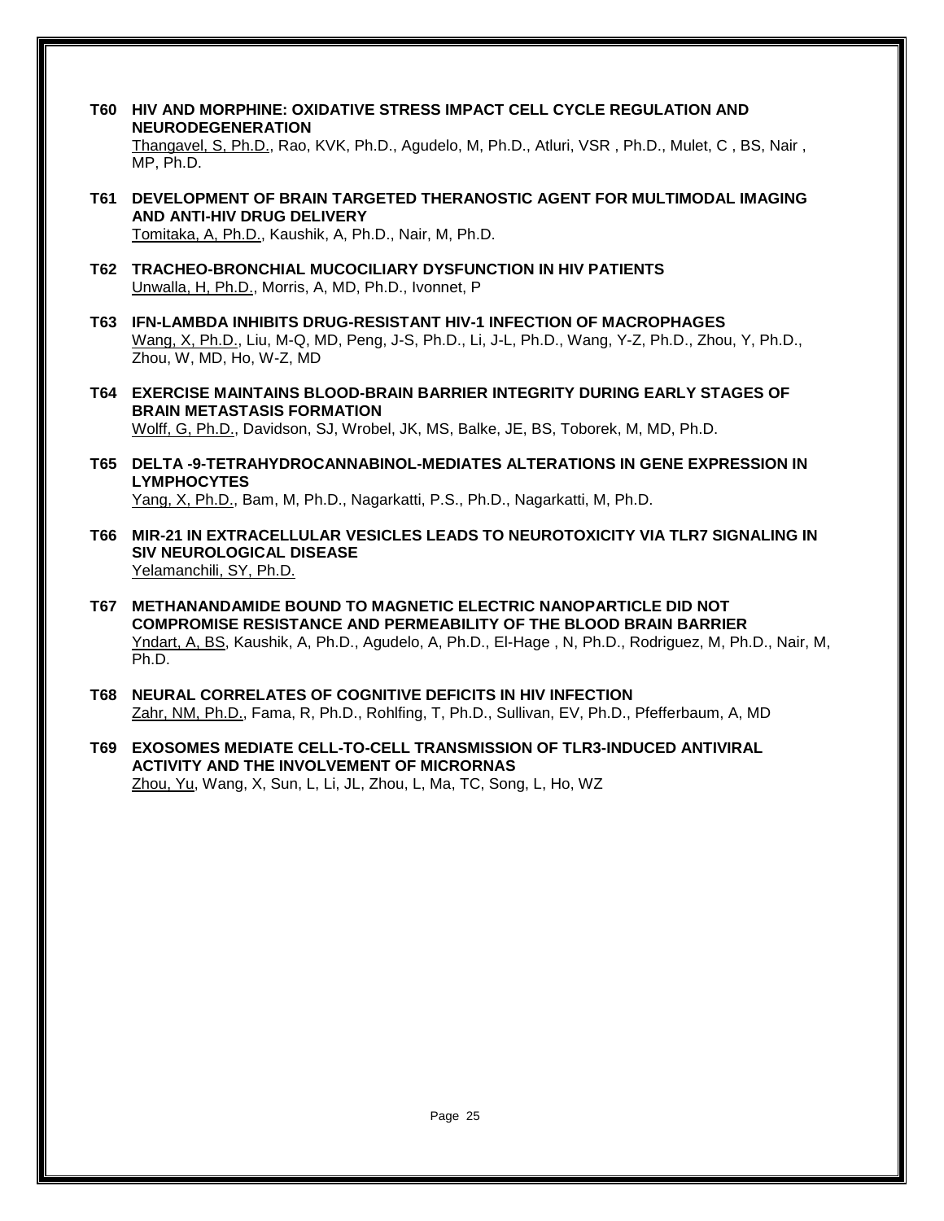**T60 HIV AND MORPHINE: OXIDATIVE STRESS IMPACT CELL CYCLE REGULATION AND NEURODEGENERATION**
Thangavel, S, Ph.D., Rao, KVK, Ph.D., Agudelo, M, Ph.D., Atluri, VSR , Ph.D., Mulet, C , BS, Nair , MP, Ph.D.

**T61 DEVELOPMENT OF BRAIN TARGETED THERANOSTIC AGENT FOR MULTIMODAL IMAGING AND ANTI-HIV DRUG DELIVERY**
Tomitaka, A, Ph.D., Kaushik, A, Ph.D., Nair, M, Ph.D.

**T62 TRACHEO-BRONCHIAL MUCOCILIARY DYSFUNCTION IN HIV PATIENTS**
Unwalla, H, Ph.D., Morris, A, MD, Ph.D., Ivonnet, P

**T63 IFN-LAMBDA INHIBITS DRUG-RESISTANT HIV-1 INFECTION OF MACROPHAGES**
Wang, X, Ph.D., Liu, M-Q, MD, Peng, J-S, Ph.D., Li, J-L, Ph.D., Wang, Y-Z, Ph.D., Zhou, Y, Ph.D., Zhou, W, MD, Ho, W-Z, MD

**T64 EXERCISE MAINTAINS BLOOD-BRAIN BARRIER INTEGRITY DURING EARLY STAGES OF BRAIN METASTASIS FORMATION**
Wolff, G, Ph.D., Davidson, SJ, Wrobel, JK, MS, Balke, JE, BS, Toborek, M, MD, Ph.D.

**T65 DELTA -9-TETRAHYDROCANNABINOL-MEDIATES ALTERATIONS IN GENE EXPRESSION IN LYMPHOCYTES**
Yang, X, Ph.D., Bam, M, Ph.D., Nagarkatti, P.S., Ph.D., Nagarkatti, M, Ph.D.

**T66 MIR-21 IN EXTRACELLULAR VESICLES LEADS TO NEUROTOXICITY VIA TLR7 SIGNALING IN SIV NEUROLOGICAL DISEASE**
Yelamanchili, SY, Ph.D.

**T67 METHANANDAMIDE BOUND TO MAGNETIC ELECTRIC NANOPARTICLE DID NOT COMPROMISE RESISTANCE AND PERMEABILITY OF THE BLOOD BRAIN BARRIER**
Yndart, A, BS, Kaushik, A, Ph.D., Agudelo, A, Ph.D., El-Hage , N, Ph.D., Rodriguez, M, Ph.D., Nair, M, Ph.D.

**T68 NEURAL CORRELATES OF COGNITIVE DEFICITS IN HIV INFECTION**
Zahr, NM, Ph.D., Fama, R, Ph.D., Rohlfing, T, Ph.D., Sullivan, EV, Ph.D., Pfefferbaum, A, MD

**T69 EXOSOMES MEDIATE CELL-TO-CELL TRANSMISSION OF TLR3-INDUCED ANTIVIRAL ACTIVITY AND THE INVOLVEMENT OF MICRORNAS**
Zhou, Yu, Wang, X, Sun, L, Li, JL, Zhou, L, Ma, TC, Song, L, Ho, WZ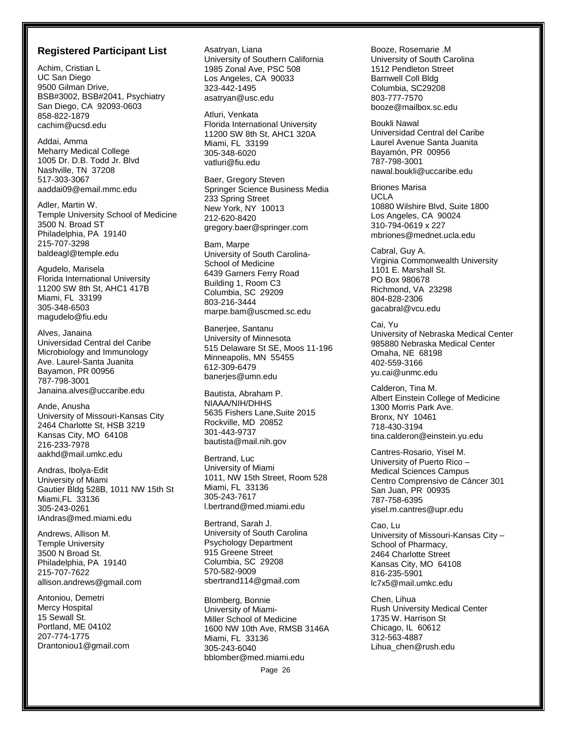## Registered Participant List

Achim, Cristian L
UC San Diego
9500 Gilman Drive,
BSB#3002, BSB#2041, Psychiatry
San Diego, CA 92093-0603
858-822-1879
cachim@ucsd.edu

Addai, Amma
Meharry Medical College
1005 Dr. D.B. Todd Jr. Blvd
Nashville, TN 37208
517-303-3067
aaddai09@email.mmc.edu

Adler, Martin W.
Temple University School of Medicine
3500 N. Broad ST
Philadelphia, PA 19140
215-707-3298
baldeagl@temple.edu

Agudelo, Marisela
Florida International University
11200 SW 8th St, AHC1 417B
Miami, FL 33199
305-348-6503
magudelo@fiu.edu

Alves, Janaina
Universidad Central del Caribe
Microbiology and Immunology
Ave. Laurel-Santa Juanita
Bayamon, PR 00956
787-798-3001
Janaina.alves@uccaribe.edu

Ande, Anusha
University of Missouri-Kansas City
2464 Charlotte St, HSB 3219
Kansas City, MO 64108
216-233-7978
aakhd@mail.umkc.edu

Andras, Ibolya-Edit
University of Miami
Gautier Bldg 528B, 1011 NW 15th St
Miami,FL 33136
305-243-0261
IAndras@med.miami.edu

Andrews, Allison M.
Temple University
3500 N Broad St.
Philadelphia, PA 19140
215-707-7622
allison.andrews@gmail.com

Antoniou, Demetri
Mercy Hospital
15 Sewall St.
Portland, ME 04102
207-774-1775
Drantoniou1@gmail.com

Asatryan, Liana
University of Southern California
1985 Zonal Ave, PSC 508
Los Angeles, CA 90033
323-442-1495
asatryan@usc.edu

Atluri, Venkata
Florida International University
11200 SW 8th St, AHC1 320A
Miami, FL 33199
305-348-6020
vatluri@fiu.edu

Baer, Gregory Steven
Springer Science Business Media
233 Spring Street
New York, NY 10013
212-620-8420
gregory.baer@springer.com

Bam, Marpe
University of South Carolina-
School of Medicine
6439 Garners Ferry Road
Building 1, Room C3
Columbia, SC 29209
803-216-3444
marpe.bam@uscmed.sc.edu

Banerjee, Santanu
University of Minnesota
515 Delaware St SE, Moos 11-196
Minneapolis, MN 55455
612-309-6479
banerjes@umn.edu

Bautista, Abraham P.
NIAAA/NIH/DHHS
5635 Fishers Lane,Suite 2015
Rockville, MD 20852
301-443-9737
bautista@mail.nih.gov

Bertrand, Luc
University of Miami
1011, NW 15th Street, Room 528
Miami, FL 33136
305-243-7617
l.bertrand@med.miami.edu

Bertrand, Sarah J.
University of South Carolina
Psychology Department
915 Greene Street
Columbia, SC 29208
570-582-9009
sbertrand114@gmail.com

Blomberg, Bonnie
University of Miami-
Miller School of Medicine
1600 NW 10th Ave, RMSB 3146A
Miami, FL 33136
305-243-6040
bblomber@med.miami.edu

Booze, Rosemarie .M
University of South Carolina
1512 Pendleton Street
Barnwell Coll Bldg
Columbia, SC29208
803-777-7570
booze@mailbox.sc.edu

Boukli Nawal
Universidad Central del Caribe
Laurel Avenue Santa Juanita
Bayamón, PR 00956
787-798-3001
nawal.boukli@uccaribe.edu

Briones Marisa
UCLA
10880 Wilshire Blvd, Suite 1800
Los Angeles, CA 90024
310-794-0619 x 227
mbriones@mednet.ucla.edu

Cabral, Guy A.
Virginia Commonwealth University
1101 E. Marshall St.
PO Box 980678
Richmond, VA 23298
804-828-2306
gacabral@vcu.edu

Cai, Yu
University of Nebraska Medical Center
985880 Nebraska Medical Center
Omaha, NE 68198
402-559-3166
yu.cai@unmc.edu

Calderon, Tina M.
Albert Einstein College of Medicine
1300 Morris Park Ave.
Bronx, NY 10461
718-430-3194
tina.calderon@einstein.yu.edu

Cantres-Rosario, Yisel M.
University of Puerto Rico –
Medical Sciences Campus
Centro Comprensivo de Cáncer 301
San Juan, PR 00935
787-758-6395
yisel.m.cantres@upr.edu

Cao, Lu
University of Missouri-Kansas City –
School of Pharmacy,
2464 Charlotte Street
Kansas City, MO 64108
816-235-5901
lc7x5@mail.umkc.edu

Chen, Lihua
Rush University Medical Center
1735 W. Harrison St
Chicago, IL 60612
312-563-4887
Lihua_chen@rush.edu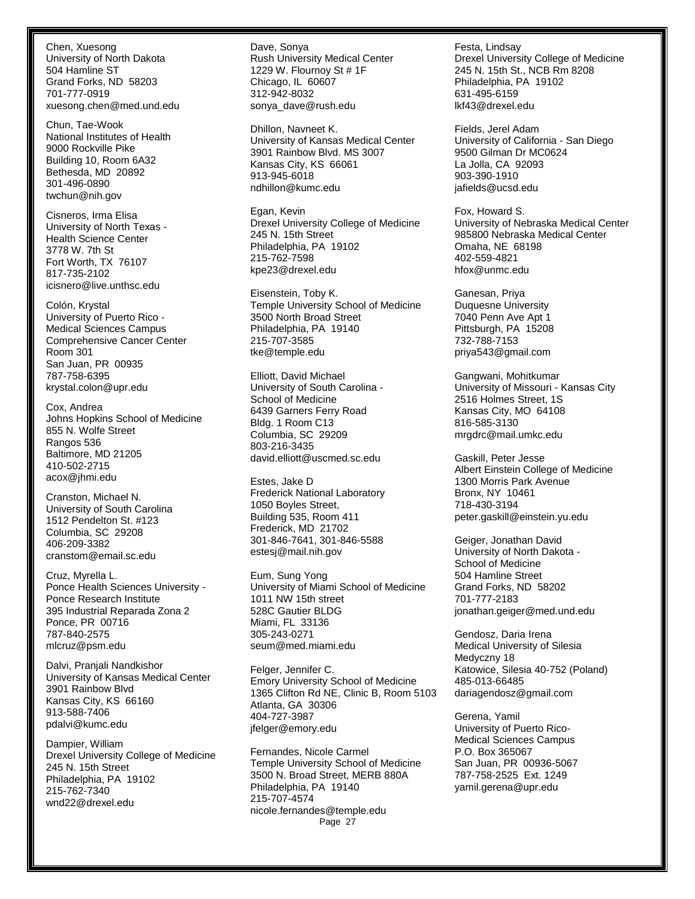Chen, Xuesong
University of North Dakota
504 Hamline ST
Grand Forks, ND  58203
701-777-0919
xuesong.chen@med.und.edu

Chun, Tae-Wook
National Institutes of Health
9000 Rockville Pike
Building 10, Room 6A32
Bethesda, MD  20892
301-496-0890
twchun@nih.gov

Cisneros, Irma Elisa
University of North Texas -
Health Science Center
3778 W. 7th St
Fort Worth, TX  76107
817-735-2102
icisnero@live.unthsc.edu

Colón, Krystal
University of Puerto Rico -
Medical Sciences Campus
Comprehensive Cancer Center
Room 301
San Juan, PR  00935
787-758-6395
krystal.colon@upr.edu

Cox, Andrea
Johns Hopkins School of Medicine
855 N. Wolfe Street
Rangos 536
Baltimore, MD 21205
410-502-2715
acox@jhmi.edu

Cranston, Michael N.
University of South Carolina
1512 Pendelton St. #123
Columbia, SC  29208
406-209-3382
cranstom@email.sc.edu

Cruz, Myrella L.
Ponce Health Sciences University -
Ponce Research Institute
395 Industrial Reparada Zona 2
Ponce, PR  00716
787-840-2575
mlcruz@psm.edu

Dalvi, Pranjali Nandkishor
University of Kansas Medical Center
3901 Rainbow Blvd
Kansas City, KS  66160
913-588-7406
pdalvi@kumc.edu

Dampier, William
Drexel University College of Medicine
245 N. 15th Street
Philadelphia, PA  19102
215-762-7340
wnd22@drexel.edu

Dave, Sonya
Rush University Medical Center
1229 W. Flournoy St # 1F
Chicago, IL  60607
312-942-8032
sonya_dave@rush.edu

Dhillon, Navneet K.
University of Kansas Medical Center
3901 Rainbow Blvd. MS 3007
Kansas City, KS  66061
913-945-6018
ndhillon@kumc.edu

Egan, Kevin
Drexel University College of Medicine
245 N. 15th Street
Philadelphia, PA  19102
215-762-7598
kpe23@drexel.edu

Eisenstein, Toby K.
Temple University School of Medicine
3500 North Broad Street
Philadelphia, PA  19140
215-707-3585
tke@temple.edu

Elliott, David Michael
University of South Carolina -
School of Medicine
6439 Garners Ferry Road
Bldg. 1 Room C13
Columbia, SC  29209
803-216-3435
david.elliott@uscmed.sc.edu

Estes, Jake D
Frederick National Laboratory
1050 Boyles Street,
Building 535, Room 411
Frederick, MD  21702
301-846-7641, 301-846-5588
estesj@mail.nih.gov

Eum, Sung Yong
University of Miami School of Medicine
1011 NW 15th street
528C Gautier BLDG
Miami, FL  33136
305-243-0271
seum@med.miami.edu

Felger, Jennifer C.
Emory University School of Medicine
1365 Clifton Rd NE, Clinic B, Room 5103
Atlanta, GA  30306
404-727-3987
jfelger@emory.edu

Fernandes, Nicole Carmel
Temple University School of Medicine
3500 N. Broad Street, MERB 880A
Philadelphia, PA  19140
215-707-4574
nicole.fernandes@temple.edu

Festa, Lindsay
Drexel University College of Medicine
245 N. 15th St., NCB Rm 8208
Philadelphia, PA  19102
631-495-6159
lkf43@drexel.edu

Fields, Jerel Adam
University of California - San Diego
9500 Gilman Dr MC0624
La Jolla, CA  92093
903-390-1910
jafields@ucsd.edu

Fox, Howard S.
University of Nebraska Medical Center
985800 Nebraska Medical Center
Omaha, NE  68198
402-559-4821
hfox@unmc.edu

Ganesan, Priya
Duquesne University
7040 Penn Ave Apt 1
Pittsburgh, PA  15208
732-788-7153
priya543@gmail.com

Gangwani, Mohitkumar
University of Missouri - Kansas City
2516 Holmes Street, 1S
Kansas City, MO  64108
816-585-3130
mrgdrc@mail.umkc.edu

Gaskill, Peter Jesse
Albert Einstein College of Medicine
1300 Morris Park Avenue
Bronx, NY  10461
718-430-3194
peter.gaskill@einstein.yu.edu

Geiger, Jonathan David
University of North Dakota -
School of Medicine
504 Hamline Street
Grand Forks, ND  58202
701-777-2183
jonathan.geiger@med.und.edu

Gendosz, Daria Irena
Medical University of Silesia
Medyczny 18
Katowice, Silesia 40-752 (Poland)
485-013-66485
dariagendosz@gmail.com

Gerena, Yamil
University of Puerto Rico-
Medical Sciences Campus
P.O. Box 365067
San Juan, PR  00936-5067
787-758-2525  Ext. 1249
yamil.gerena@upr.edu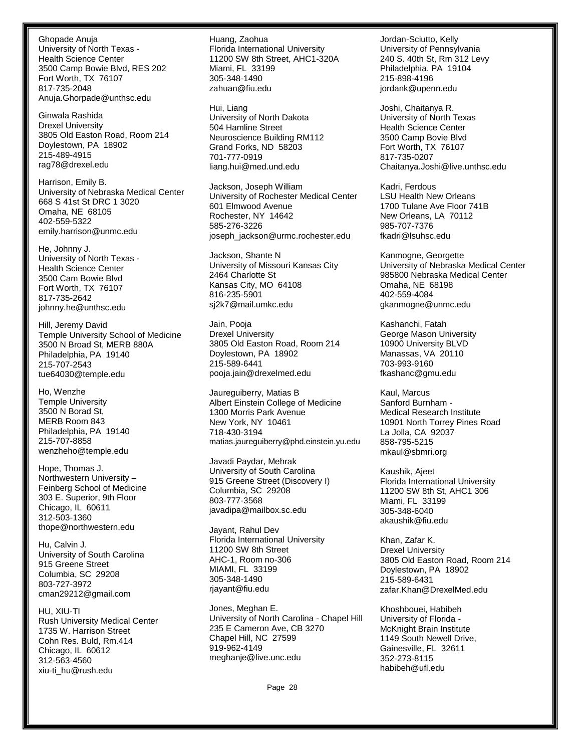Ghopade Anuja
University of North Texas -
Health Science Center
3500 Camp Bowie Blvd, RES 202
Fort Worth, TX 76107
817-735-2048
Anuja.Ghorpade@unthsc.edu

Ginwala Rashida
Drexel University
3805 Old Easton Road, Room 214
Doylestown, PA 18902
215-489-4915
rag78@drexel.edu

Harrison, Emily B.
University of Nebraska Medical Center
668 S 41st St DRC 1 3020
Omaha, NE 68105
402-559-5322
emily.harrison@unmc.edu

He, Johnny J.
University of North Texas -
Health Science Center
3500 Cam Bowie Blvd
Fort Worth, TX 76107
817-735-2642
johnny.he@unthsc.edu

Hill, Jeremy David
Temple University School of Medicine
3500 N Broad St, MERB 880A
Philadelphia, PA 19140
215-707-2543
tue64030@temple.edu

Ho, Wenzhe
Temple University
3500 N Borad St,
MERB Room 843
Philadelphia, PA 19140
215-707-8858
wenzheho@temple.edu

Hope, Thomas J.
Northwestern University –
Feinberg School of Medicine
303 E. Superior, 9th Floor
Chicago, IL 60611
312-503-1360
thope@northwestern.edu

Hu, Calvin J.
University of South Carolina
915 Greene Street
Columbia, SC 29208
803-727-3972
cman29212@gmail.com

HU, XIU-TI
Rush University Medical Center
1735 W. Harrison Street
Cohn Res. Buld, Rm.414
Chicago, IL 60612
312-563-4560
xiu-ti_hu@rush.edu

Huang, Zaohua
Florida International University
11200 SW 8th Street, AHC1-320A
Miami, FL 33199
305-348-1490
zahuan@fiu.edu

Hui, Liang
University of North Dakota
504 Hamline Street
Neuroscience Building RM112
Grand Forks, ND 58203
701-777-0919
liang.hui@med.und.edu

Jackson, Joseph William
University of Rochester Medical Center
601 Elmwood Avenue
Rochester, NY 14642
585-276-3226
joseph_jackson@urmc.rochester.edu

Jackson, Shante N
University of Missouri Kansas City
2464 Charlotte St
Kansas City, MO 64108
816-235-5901
sj2k7@mail.umkc.edu

Jain, Pooja
Drexel University
3805 Old Easton Road, Room 214
Doylestown, PA 18902
215-589-6441
pooja.jain@drexelmed.edu

Jaureguiberry, Matias B
Albert Einstein College of Medicine
1300 Morris Park Avenue
New York, NY 10461
718-430-3194
matias.jaureguiberry@phd.einstein.yu.edu

Javadi Paydar, Mehrak
University of South Carolina
915 Greene Street (Discovery I)
Columbia, SC 29208
803-777-3568
javadipa@mailbox.sc.edu

Jayant, Rahul Dev
Florida International University
11200 SW 8th Street
AHC-1, Room no-306
MIAMI, FL 33199
305-348-1490
rjayant@fiu.edu

Jones, Meghan E.
University of North Carolina - Chapel Hill
235 E Cameron Ave, CB 3270
Chapel Hill, NC 27599
919-962-4149
meghanje@live.unc.edu

Jordan-Sciutto, Kelly
University of Pennsylvania
240 S. 40th St, Rm 312 Levy
Philadelphia, PA 19104
215-898-4196
jordank@upenn.edu

Joshi, Chaitanya R.
University of North Texas
Health Science Center
3500 Camp Bovie Blvd
Fort Worth, TX 76107
817-735-0207
Chaitanya.Joshi@live.unthsc.edu

Kadri, Ferdous
LSU Health New Orleans
1700 Tulane Ave Floor 741B
New Orleans, LA 70112
985-707-7376
fkadri@lsuhsc.edu

Kanmogne, Georgette
University of Nebraska Medical Center
985800 Nebraska Medical Center
Omaha, NE 68198
402-559-4084
gkanmogne@unmc.edu

Kashanchi, Fatah
George Mason University
10900 University BLVD
Manassas, VA 20110
703-993-9160
fkashanc@gmu.edu

Kaul, Marcus
Sanford Burnham -
Medical Research Institute
10901 North Torrey Pines Road
La Jolla, CA 92037
858-795-5215
mkaul@sbmri.org

Kaushik, Ajeet
Florida International University
11200 SW 8th St, AHC1 306
Miami, FL 33199
305-348-6040
akaushik@fiu.edu

Khan, Zafar K.
Drexel University
3805 Old Easton Road, Room 214
Doylestown, PA 18902
215-589-6431
zafar.Khan@DrexelMed.edu

Khoshbouei, Habibeh
University of Florida -
McKnight Brain Institute
1149 South Newell Drive,
Gainesville, FL 32611
352-273-8115
habibeh@ufl.edu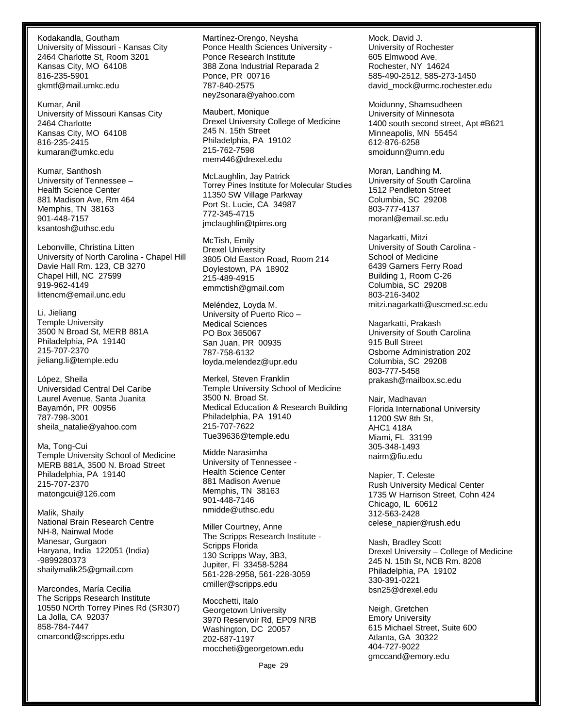Kodakandla, Goutham
University of Missouri - Kansas City
2464 Charlotte St, Room 3201
Kansas City, MO 64108
816-235-5901
gkmtf@mail.umkc.edu

Kumar, Anil
University of Missouri Kansas City
2464 Charlotte
Kansas City, MO 64108
816-235-2415
kumaran@umkc.edu

Kumar, Santhosh
University of Tennessee –
Health Science Center
881 Madison Ave, Rm 464
Memphis, TN 38163
901-448-7157
ksantosh@uthsc.edu

Lebonville, Christina Litten
University of North Carolina - Chapel Hill
Davie Hall Rm. 123, CB 3270
Chapel Hill, NC 27599
919-962-4149
littencm@email.unc.edu

Li, Jieliang
Temple University
3500 N Broad St, MERB 881A
Philadelphia, PA 19140
215-707-2370
jieliang.li@temple.edu

López, Sheila
Universidad Central Del Caribe
Laurel Avenue, Santa Juanita
Bayamón, PR 00956
787-798-3001
sheila_natalie@yahoo.com

Ma, Tong-Cui
Temple University School of Medicine
MERB 881A, 3500 N. Broad Street
Philadelphia, PA 19140
215-707-2370
matongcui@126.com

Malik, Shaily
National Brain Research Centre
NH-8, Nainwal Mode
Manesar, Gurgaon
Haryana, India 122051 (India)
-9899280373
shailymalik25@gmail.com

Marcondes, María Cecilia
The Scripps Research Institute
10550 NOrth Torrey Pines Rd (SR307)
La Jolla, CA 92037
858-784-7447
cmarcond@scripps.edu

Martínez-Orengo, Neysha
Ponce Health Sciences University -
Ponce Research Institute
388 Zona Industrial Reparada 2
Ponce, PR 00716
787-840-2575
ney2sonara@yahoo.com

Maubert, Monique
Drexel University College of Medicine
245 N. 15th Street
Philadelphia, PA 19102
215-762-7598
mem446@drexel.edu

McLaughlin, Jay Patrick
Torrey Pines Institute for Molecular Studies
11350 SW Village Parkway
Port St. Lucie, CA 34987
772-345-4715
jmclaughlin@tpims.org

McTish, Emily
Drexel University
3805 Old Easton Road, Room 214
Doylestown, PA 18902
215-489-4915
emmctish@gmail.com

Meléndez, Loyda M.
University of Puerto Rico –
Medical Sciences
PO Box 365067
San Juan, PR 00935
787-758-6132
loyda.melendez@upr.edu

Merkel, Steven Franklin
Temple University School of Medicine
3500 N. Broad St.
Medical Education & Research Building
Philadelphia, PA 19140
215-707-7622
Tue39636@temple.edu

Midde Narasimha
University of Tennessee -
Health Science Center
881 Madison Avenue
Memphis, TN 38163
901-448-7146
nmidde@uthsc.edu

Miller Courtney, Anne
The Scripps Research Institute -
Scripps Florida
130 Scripps Way, 3B3,
Jupiter, Fl 33458-5284
561-228-2958, 561-228-3059
cmiller@scripps.edu

Mocchetti, Italo
Georgetown University
3970 Reservoir Rd, EP09 NRB
Washington, DC 20057
202-687-1197
moccheti@georgetown.edu

Mock, David J.
University of Rochester
605 Elmwood Ave.
Rochester, NY 14624
585-490-2512, 585-273-1450
david_mock@urmc.rochester.edu

Moidunny, Shamsudheen
University of Minnesota
1400 south second street, Apt #B621
Minneapolis, MN 55454
612-876-6258
smoidunn@umn.edu

Moran, Landhing M.
University of South Carolina
1512 Pendleton Street
Columbia, SC 29208
803-777-4137
moranl@email.sc.edu

Nagarkatti, Mitzi
University of South Carolina -
School of Medicine
6439 Garners Ferry Road
Building 1, Room C-26
Columbia, SC 29208
803-216-3402
mitzi.nagarkatti@uscmed.sc.edu

Nagarkatti, Prakash
University of South Carolina
915 Bull Street
Osborne Administration 202
Columbia, SC 29208
803-777-5458
prakash@mailbox.sc.edu

Nair, Madhavan
Florida International University
11200 SW 8th St,
AHC1 418A
Miami, FL 33199
305-348-1493
nairm@fiu.edu

Napier, T. Celeste
Rush University Medical Center
1735 W Harrison Street, Cohn 424
Chicago, IL 60612
312-563-2428
celese_napier@rush.edu

Nash, Bradley Scott
Drexel University – College of Medicine
245 N. 15th St, NCB Rm. 8208
Philadelphia, PA 19102
330-391-0221
bsn25@drexel.edu

Neigh, Gretchen
Emory University
615 Michael Street, Suite 600
Atlanta, GA 30322
404-727-9022
gmccand@emory.edu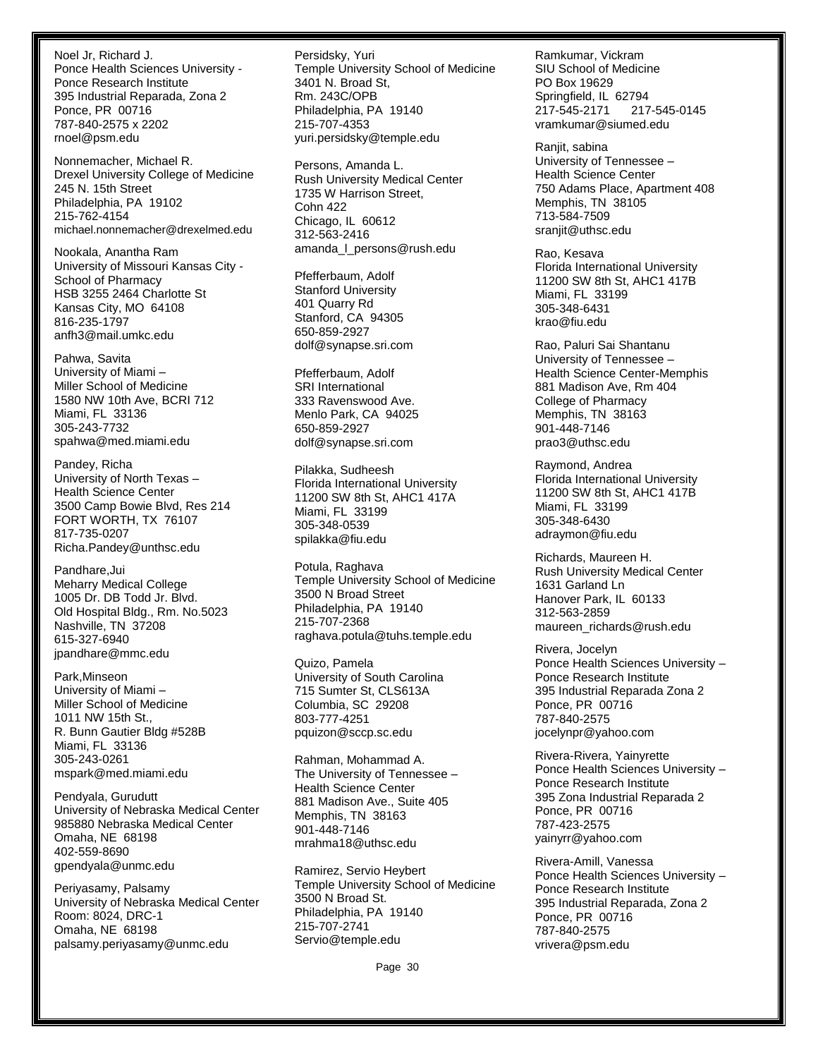Noel Jr, Richard J.
Ponce Health Sciences University - Ponce Research Institute
395 Industrial Reparada, Zona 2
Ponce, PR 00716
787-840-2575 x 2202
rnoel@psm.edu

Nonnemacher, Michael R.
Drexel University College of Medicine
245 N. 15th Street
Philadelphia, PA 19102
215-762-4154
michael.nonnemacher@drexelmed.edu

Nookala, Anantha Ram
University of Missouri Kansas City - School of Pharmacy
HSB 3255 2464 Charlotte St
Kansas City, MO 64108
816-235-1797
anfh3@mail.umkc.edu

Pahwa, Savita
University of Miami – Miller School of Medicine
1580 NW 10th Ave, BCRI 712
Miami, FL 33136
305-243-7732
spahwa@med.miami.edu

Pandey, Richa
University of North Texas – Health Science Center
3500 Camp Bowie Blvd, Res 214
FORT WORTH, TX 76107
817-735-0207
Richa.Pandey@unthsc.edu

Pandhare,Jui
Meharry Medical College
1005 Dr. DB Todd Jr. Blvd.
Old Hospital Bldg., Rm. No.5023
Nashville, TN 37208
615-327-6940
jpandhare@mmc.edu

Park,Minseon
University of Miami – Miller School of Medicine
1011 NW 15th St.,
R. Bunn Gautier Bldg #528B
Miami, FL 33136
305-243-0261
mspark@med.miami.edu

Pendyala, Gurudutt
University of Nebraska Medical Center
985880 Nebraska Medical Center
Omaha, NE 68198
402-559-8690
gpendyala@unmc.edu

Periyasamy, Palsamy
University of Nebraska Medical Center
Room: 8024, DRC-1
Omaha, NE 68198
palsamy.periyasamy@unmc.edu

Persidsky, Yuri
Temple University School of Medicine
3401 N. Broad St,
Rm. 243C/OPB
Philadelphia, PA 19140
215-707-4353
yuri.persidsky@temple.edu

Persons, Amanda L.
Rush University Medical Center
1735 W Harrison Street,
Cohn 422
Chicago, IL 60612
312-563-2416
amanda_l_persons@rush.edu

Pfefferbaum, Adolf
Stanford University
401 Quarry Rd
Stanford, CA 94305
650-859-2927
dolf@synapse.sri.com

Pfefferbaum, Adolf
SRI International
333 Ravenswood Ave.
Menlo Park, CA 94025
650-859-2927
dolf@synapse.sri.com

Pilakka, Sudheesh
Florida International University
11200 SW 8th St, AHC1 417A
Miami, FL 33199
305-348-0539
spilakka@fiu.edu

Potula, Raghava
Temple University School of Medicine
3500 N Broad Street
Philadelphia, PA 19140
215-707-2368
raghava.potula@tuhs.temple.edu

Quizo, Pamela
University of South Carolina
715 Sumter St, CLS613A
Columbia, SC 29208
803-777-4251
pquizon@sccp.sc.edu

Rahman, Mohammad A.
The University of Tennessee – Health Science Center
881 Madison Ave., Suite 405
Memphis, TN 38163
901-448-7146
mrahma18@uthsc.edu

Ramirez, Servio Heybert
Temple University School of Medicine
3500 N Broad St.
Philadelphia, PA 19140
215-707-2741
Servio@temple.edu

Ramkumar, Vickram
SIU School of Medicine
PO Box 19629
Springfield, IL 62794
217-545-2171 217-545-0145
vramkumar@siumed.edu

Ranjit, sabina
University of Tennessee – Health Science Center
750 Adams Place, Apartment 408
Memphis, TN 38105
713-584-7509
sranjit@uthsc.edu

Rao, Kesava
Florida International University
11200 SW 8th St, AHC1 417B
Miami, FL 33199
305-348-6431
krao@fiu.edu

Rao, Paluri Sai Shantanu
University of Tennessee – Health Science Center-Memphis
881 Madison Ave, Rm 404
College of Pharmacy
Memphis, TN 38163
901-448-7146
prao3@uthsc.edu

Raymond, Andrea
Florida International University
11200 SW 8th St, AHC1 417B
Miami, FL 33199
305-348-6430
adraymon@fiu.edu

Richards, Maureen H.
Rush University Medical Center
1631 Garland Ln
Hanover Park, IL 60133
312-563-2859
maureen_richards@rush.edu

Rivera, Jocelyn
Ponce Health Sciences University – Ponce Research Institute
395 Industrial Reparada Zona 2
Ponce, PR 00716
787-840-2575
jocelynpr@yahoo.com

Rivera-Rivera, Yainyrette
Ponce Health Sciences University – Ponce Research Institute
395 Zona Industrial Reparada 2
Ponce, PR 00716
787-423-2575
yainyrr@yahoo.com

Rivera-Amill, Vanessa
Ponce Health Sciences University – Ponce Research Institute
395 Industrial Reparada, Zona 2
Ponce, PR 00716
787-840-2575
vrivera@psm.edu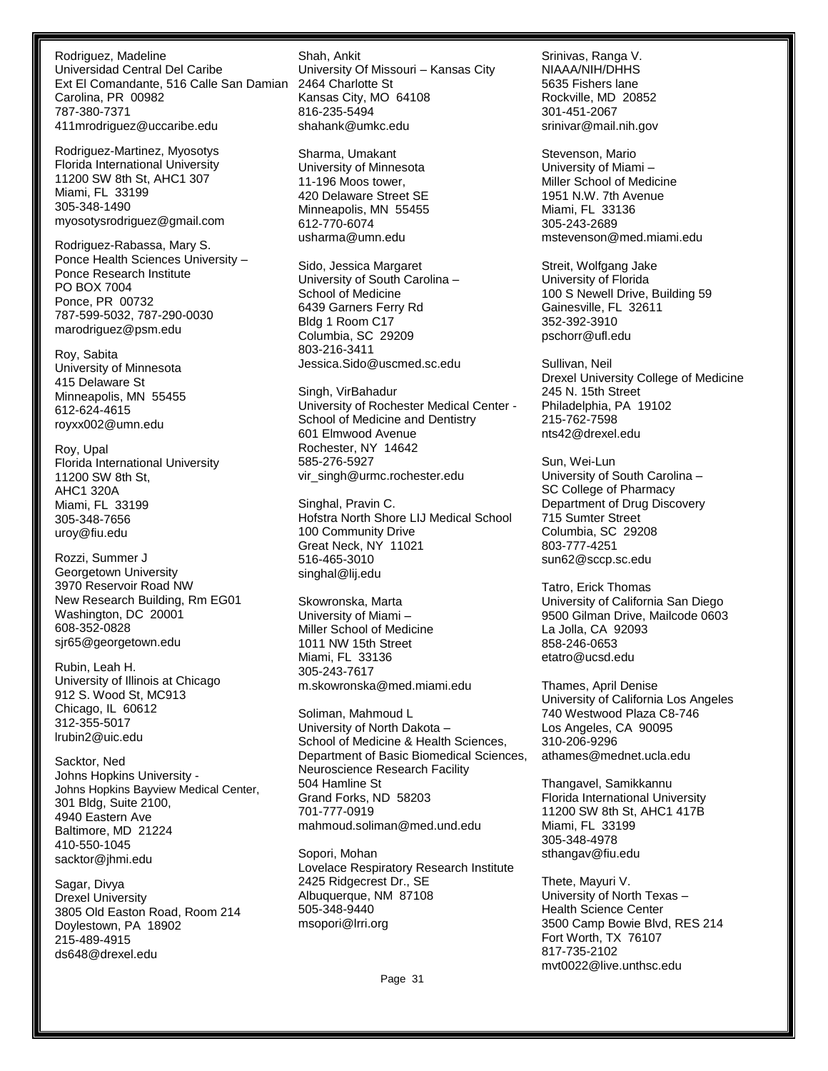Rodriguez, Madeline
Universidad Central Del Caribe
Ext El Comandante, 516 Calle San Damian
Carolina, PR 00982
787-380-7371
411mrodriguez@uccaribe.edu

Rodriguez-Martinez, Myosotys
Florida International University
11200 SW 8th St, AHC1 307
Miami, FL 33199
305-348-1490
myosotysrodriguez@gmail.com

Rodriguez-Rabassa, Mary S.
Ponce Health Sciences University –
Ponce Research Institute
PO BOX 7004
Ponce, PR 00732
787-599-5032, 787-290-0030
marodriguez@psm.edu

Roy, Sabita
University of Minnesota
415 Delaware St
Minneapolis, MN 55455
612-624-4615
royxx002@umn.edu

Roy, Upal
Florida International University
11200 SW 8th St,
AHC1 320A
Miami, FL 33199
305-348-7656
uroy@fiu.edu

Rozzi, Summer J
Georgetown University
3970 Reservoir Road NW
New Research Building, Rm EG01
Washington, DC 20001
608-352-0828
sjr65@georgetown.edu

Rubin, Leah H.
University of Illinois at Chicago
912 S. Wood St, MC913
Chicago, IL 60612
312-355-5017
lrubin2@uic.edu

Sacktor, Ned
Johns Hopkins University -
Johns Hopkins Bayview Medical Center,
301 Bldg, Suite 2100,
4940 Eastern Ave
Baltimore, MD 21224
410-550-1045
sacktor@jhmi.edu

Sagar, Divya
Drexel University
3805 Old Easton Road, Room 214
Doylestown, PA 18902
215-489-4915
ds648@drexel.edu

Shah, Ankit
University Of Missouri – Kansas City
2464 Charlotte St
Kansas City, MO 64108
816-235-5494
shahank@umkc.edu

Sharma, Umakant
University of Minnesota
11-196 Moos tower,
420 Delaware Street SE
Minneapolis, MN 55455
612-770-6074
usharma@umn.edu

Sido, Jessica Margaret
University of South Carolina –
School of Medicine
6439 Garners Ferry Rd
Bldg 1 Room C17
Columbia, SC 29209
803-216-3411
Jessica.Sido@uscmed.sc.edu

Singh, VirBahadur
University of Rochester Medical Center -
School of Medicine and Dentistry
601 Elmwood Avenue
Rochester, NY 14642
585-276-5927
vir_singh@urmc.rochester.edu

Singhal, Pravin C.
Hofstra North Shore LIJ Medical School
100 Community Drive
Great Neck, NY 11021
516-465-3010
singhal@lij.edu

Skowronska, Marta
University of Miami –
Miller School of Medicine
1011 NW 15th Street
Miami, FL 33136
305-243-7617
m.skowronska@med.miami.edu

Soliman, Mahmoud L
University of North Dakota –
School of Medicine & Health Sciences,
Department of Basic Biomedical Sciences,
Neuroscience Research Facility
504 Hamline St
Grand Forks, ND 58203
701-777-0919
mahmoud.soliman@med.und.edu

Sopori, Mohan
Lovelace Respiratory Research Institute
2425 Ridgecrest Dr., SE
Albuquerque, NM 87108
505-348-9440
msopori@lrri.org

Srinivas, Ranga V.
NIAAA/NIH/DHHS
5635 Fishers lane
Rockville, MD 20852
301-451-2067
srinivar@mail.nih.gov

Stevenson, Mario
University of Miami –
Miller School of Medicine
1951 N.W. 7th Avenue
Miami, FL 33136
305-243-2689
mstevenson@med.miami.edu

Streit, Wolfgang Jake
University of Florida
100 S Newell Drive, Building 59
Gainesville, FL 32611
352-392-3910
pschorr@ufl.edu

Sullivan, Neil
Drexel University College of Medicine
245 N. 15th Street
Philadelphia, PA 19102
215-762-7598
nts42@drexel.edu

Sun, Wei-Lun
University of South Carolina –
SC College of Pharmacy
Department of Drug Discovery
715 Sumter Street
Columbia, SC 29208
803-777-4251
sun62@sccp.sc.edu

Tatro, Erick Thomas
University of California San Diego
9500 Gilman Drive, Mailcode 0603
La Jolla, CA 92093
858-246-0653
etatro@ucsd.edu

Thames, April Denise
University of California Los Angeles
740 Westwood Plaza C8-746
Los Angeles, CA 90095
310-206-9296
athames@mednet.ucla.edu

Thangavel, Samikkannu
Florida International University
11200 SW 8th St, AHC1 417B
Miami, FL 33199
305-348-4978
sthangav@fiu.edu

Thete, Mayuri V.
University of North Texas –
Health Science Center
3500 Camp Bowie Blvd, RES 214
Fort Worth, TX 76107
817-735-2102
mvt0022@live.unthsc.edu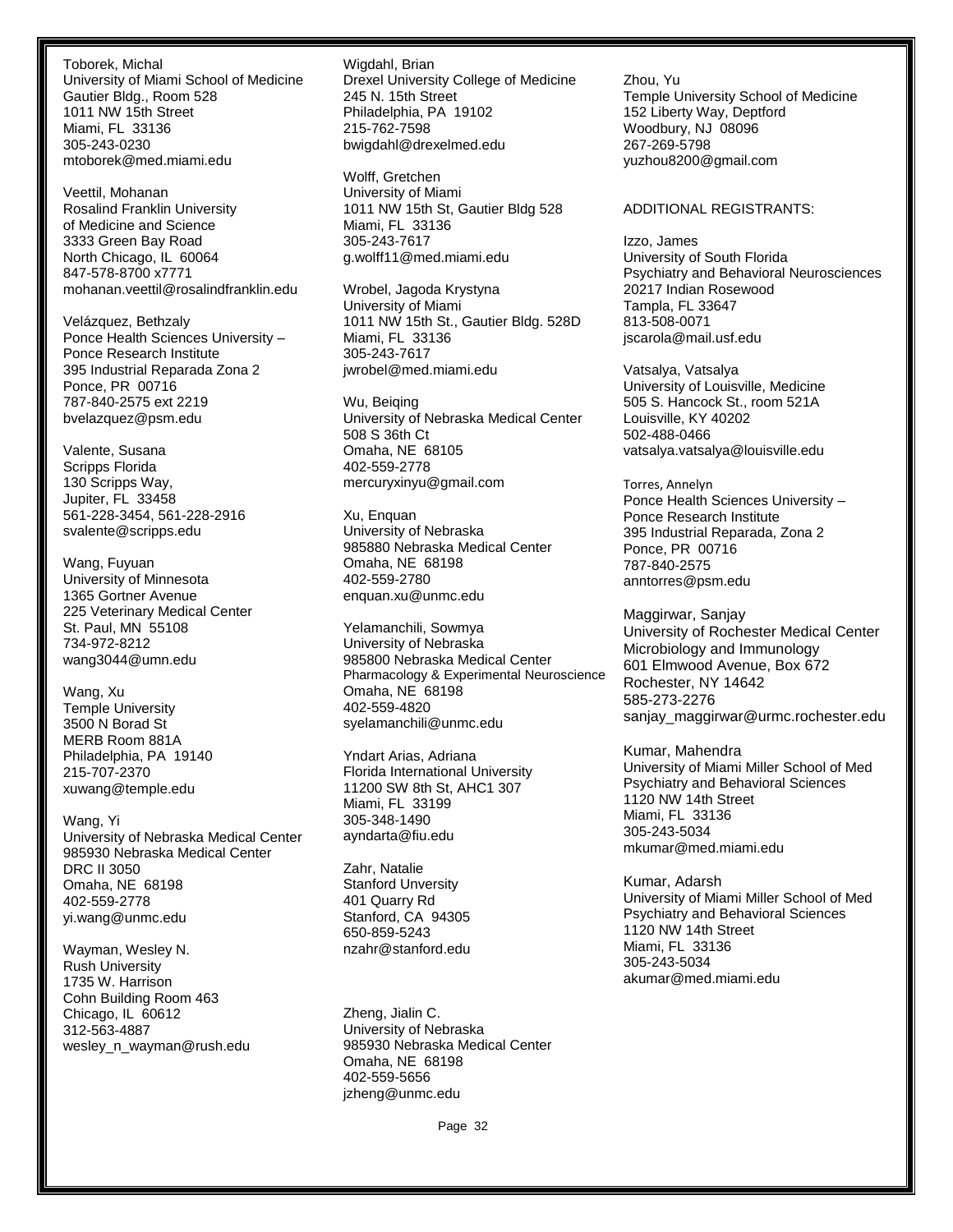Toborek, Michal
University of Miami School of Medicine
Gautier Bldg., Room 528
1011 NW 15th Street
Miami, FL 33136
305-243-0230
mtoborek@med.miami.edu

Veettil, Mohanan
Rosalind Franklin University
of Medicine and Science
3333 Green Bay Road
North Chicago, IL 60064
847-578-8700 x7771
mohanan.veettil@rosalindfranklin.edu

Velázquez, Bethzaly
Ponce Health Sciences University –
Ponce Research Institute
395 Industrial Reparada Zona 2
Ponce, PR 00716
787-840-2575 ext 2219
bvelazquez@psm.edu

Valente, Susana
Scripps Florida
130 Scripps Way,
Jupiter, FL 33458
561-228-3454, 561-228-2916
svalente@scripps.edu

Wang, Fuyuan
University of Minnesota
1365 Gortner Avenue
225 Veterinary Medical Center
St. Paul, MN 55108
734-972-8212
wang3044@umn.edu

Wang, Xu
Temple University
3500 N Borad St
MERB Room 881A
Philadelphia, PA 19140
215-707-2370
xuwang@temple.edu

Wang, Yi
University of Nebraska Medical Center
985930 Nebraska Medical Center
DRC II 3050
Omaha, NE 68198
402-559-2778
yi.wang@unmc.edu

Wayman, Wesley N.
Rush University
1735 W. Harrison
Cohn Building Room 463
Chicago, IL 60612
312-563-4887
wesley_n_wayman@rush.edu

Wigdahl, Brian
Drexel University College of Medicine
245 N. 15th Street
Philadelphia, PA 19102
215-762-7598
bwigdahl@drexelmed.edu

Wolff, Gretchen
University of Miami
1011 NW 15th St, Gautier Bldg 528
Miami, FL 33136
305-243-7617
g.wolff11@med.miami.edu

Wrobel, Jagoda Krystyna
University of Miami
1011 NW 15th St., Gautier Bldg. 528D
Miami, FL 33136
305-243-7617
jwrobel@med.miami.edu

Wu, Beiqing
University of Nebraska Medical Center
508 S 36th Ct
Omaha, NE 68105
402-559-2778
mercuryxinyu@gmail.com

Xu, Enquan
University of Nebraska
985880 Nebraska Medical Center
Omaha, NE 68198
402-559-2780
enquan.xu@unmc.edu

Yelamanchili, Sowmya
University of Nebraska
985800 Nebraska Medical Center
Pharmacology & Experimental Neuroscience
Omaha, NE 68198
402-559-4820
syelamanchili@unmc.edu

Yndart Arias, Adriana
Florida International University
11200 SW 8th St, AHC1 307
Miami, FL 33199
305-348-1490
ayndarta@fiu.edu

Zahr, Natalie
Stanford Unversity
401 Quarry Rd
Stanford, CA 94305
650-859-5243
nzahr@stanford.edu

Zheng, Jialin C.
University of Nebraska
985930 Nebraska Medical Center
Omaha, NE 68198
402-559-5656
jzheng@unmc.edu

Zhou, Yu
Temple University School of Medicine
152 Liberty Way, Deptford
Woodbury, NJ 08096
267-269-5798
yuzhou8200@gmail.com

ADDITIONAL REGISTRANTS:

Izzo, James
University of South Florida
Psychiatry and Behavioral Neurosciences
20217 Indian Rosewood
Tampla, FL 33647
813-508-0071
jscarola@mail.usf.edu

Vatsalya, Vatsalya
University of Louisville, Medicine
505 S. Hancock St., room 521A
Louisville, KY 40202
502-488-0466
vatsalya.vatsalya@louisville.edu

Torres, Annelyn
Ponce Health Sciences University –
Ponce Research Institute
395 Industrial Reparada, Zona 2
Ponce, PR 00716
787-840-2575
anntorres@psm.edu

Maggirwar, Sanjay
University of Rochester Medical Center
Microbiology and Immunology
601 Elmwood Avenue, Box 672
Rochester, NY 14642
585-273-2276
sanjay_maggirwar@urmc.rochester.edu

Kumar, Mahendra
University of Miami Miller School of Med
Psychiatry and Behavioral Sciences
1120 NW 14th Street
Miami, FL 33136
305-243-5034
mkumar@med.miami.edu

Kumar, Adarsh
University of Miami Miller School of Med
Psychiatry and Behavioral Sciences
1120 NW 14th Street
Miami, FL 33136
305-243-5034
akumar@med.miami.edu